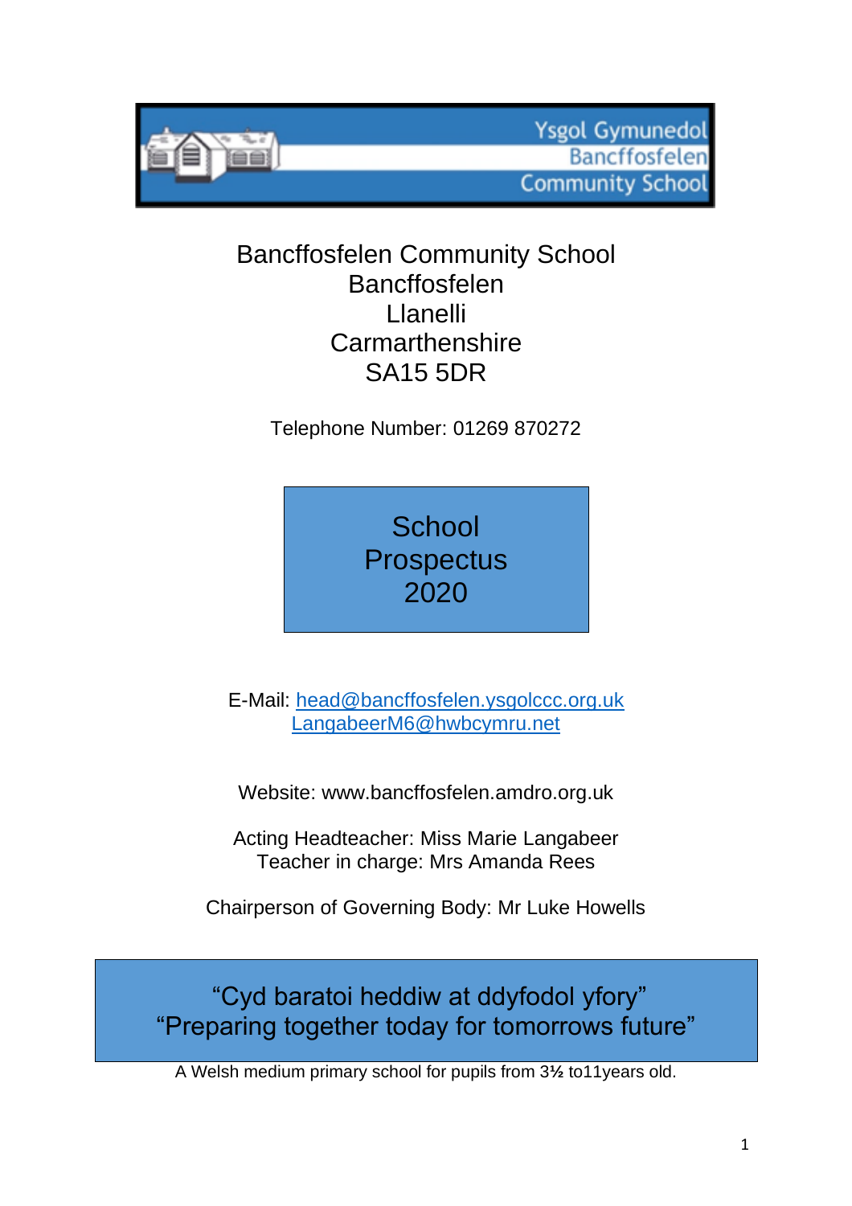Ysgol Gymunedol Bancffosfelen Community School

Bancffosfelen Community School
Bancffosfelen
Llanelli
Carmarthenshire
SA15 5DR

Telephone Number: 01269 870272

# School Prospectus 2020

E-Mail: head@bancffosfelen.ysgolccc.org.uk
LangabeerM6@hwbcymru.net

Website: www.bancffosfelen.amdro.org.uk

Acting Headteacher: Miss Marie Langabeer
Teacher in charge: Mrs Amanda Rees

Chairperson of Governing Body: Mr Luke Howells

"Cyd baratoi heddiw at ddyfodol yfory"
"Preparing together today for tomorrows future"

A Welsh medium primary school for pupils from 3½ to11years old.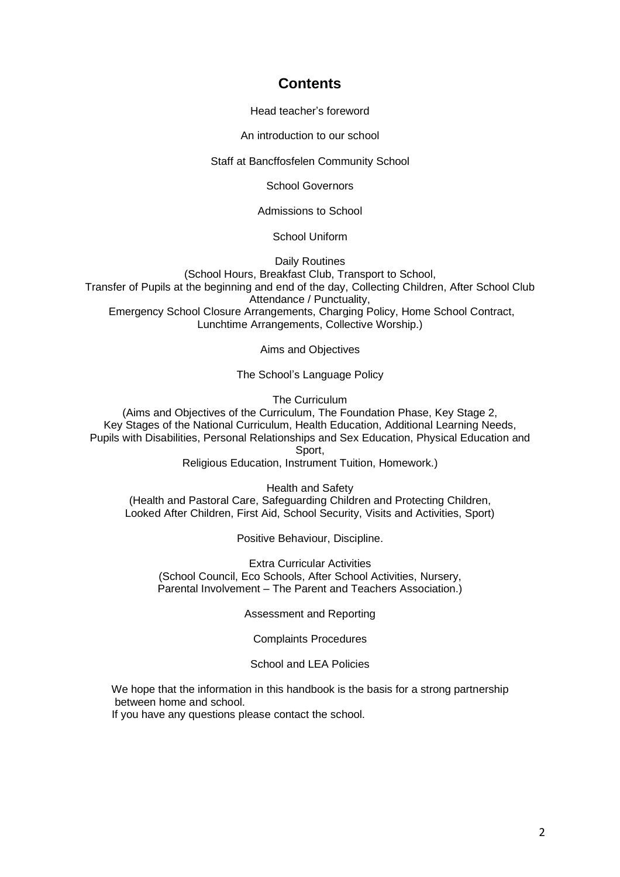# Contents

Head teacher's foreword

An introduction to our school

Staff at Bancffosfelen Community School

School Governors

Admissions to School

School Uniform

Daily Routines
(School Hours, Breakfast Club, Transport to School,
Transfer of Pupils at the beginning and end of the day, Collecting Children, After School Club
Attendance / Punctuality,
Emergency School Closure Arrangements, Charging Policy, Home School Contract,
Lunchtime Arrangements, Collective Worship.)

Aims and Objectives

The School's Language Policy

The Curriculum
(Aims and Objectives of the Curriculum, The Foundation Phase, Key Stage 2,
Key Stages of the National Curriculum, Health Education, Additional Learning Needs,
Pupils with Disabilities, Personal Relationships and Sex Education, Physical Education and
Sport,
Religious Education, Instrument Tuition, Homework.)

Health and Safety
(Health and Pastoral Care, Safeguarding Children and Protecting Children,
Looked After Children, First Aid, School Security, Visits and Activities, Sport)

Positive Behaviour, Discipline.

Extra Curricular Activities
(School Council, Eco Schools, After School Activities, Nursery,
Parental Involvement – The Parent and Teachers Association.)

Assessment and Reporting

Complaints Procedures

School and LEA Policies

We hope that the information in this handbook is the basis for a strong partnership between home and school.
If you have any questions please contact the school.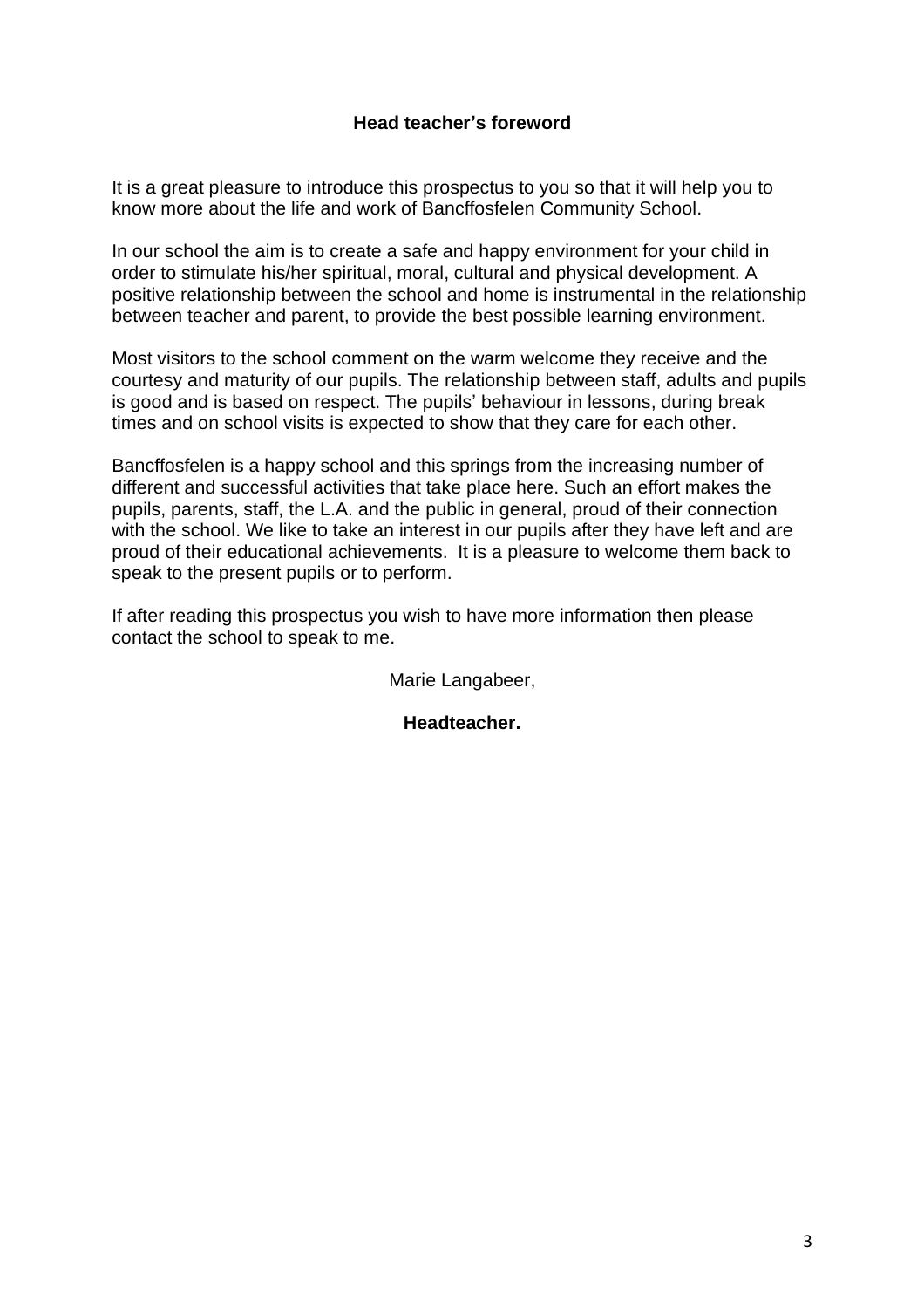## Head teacher's foreword

It is a great pleasure to introduce this prospectus to you so that it will help you to know more about the life and work of Bancffosfelen Community School.

In our school the aim is to create a safe and happy environment for your child in order to stimulate his/her spiritual, moral, cultural and physical development. A positive relationship between the school and home is instrumental in the relationship between teacher and parent, to provide the best possible learning environment.

Most visitors to the school comment on the warm welcome they receive and the courtesy and maturity of our pupils. The relationship between staff, adults and pupils is good and is based on respect. The pupils' behaviour in lessons, during break times and on school visits is expected to show that they care for each other.

Bancffosfelen is a happy school and this springs from the increasing number of different and successful activities that take place here. Such an effort makes the pupils, parents, staff, the L.A. and the public in general, proud of their connection with the school. We like to take an interest in our pupils after they have left and are proud of their educational achievements. It is a pleasure to welcome them back to speak to the present pupils or to perform.

If after reading this prospectus you wish to have more information then please contact the school to speak to me.

Marie Langabeer,

**Headteacher.**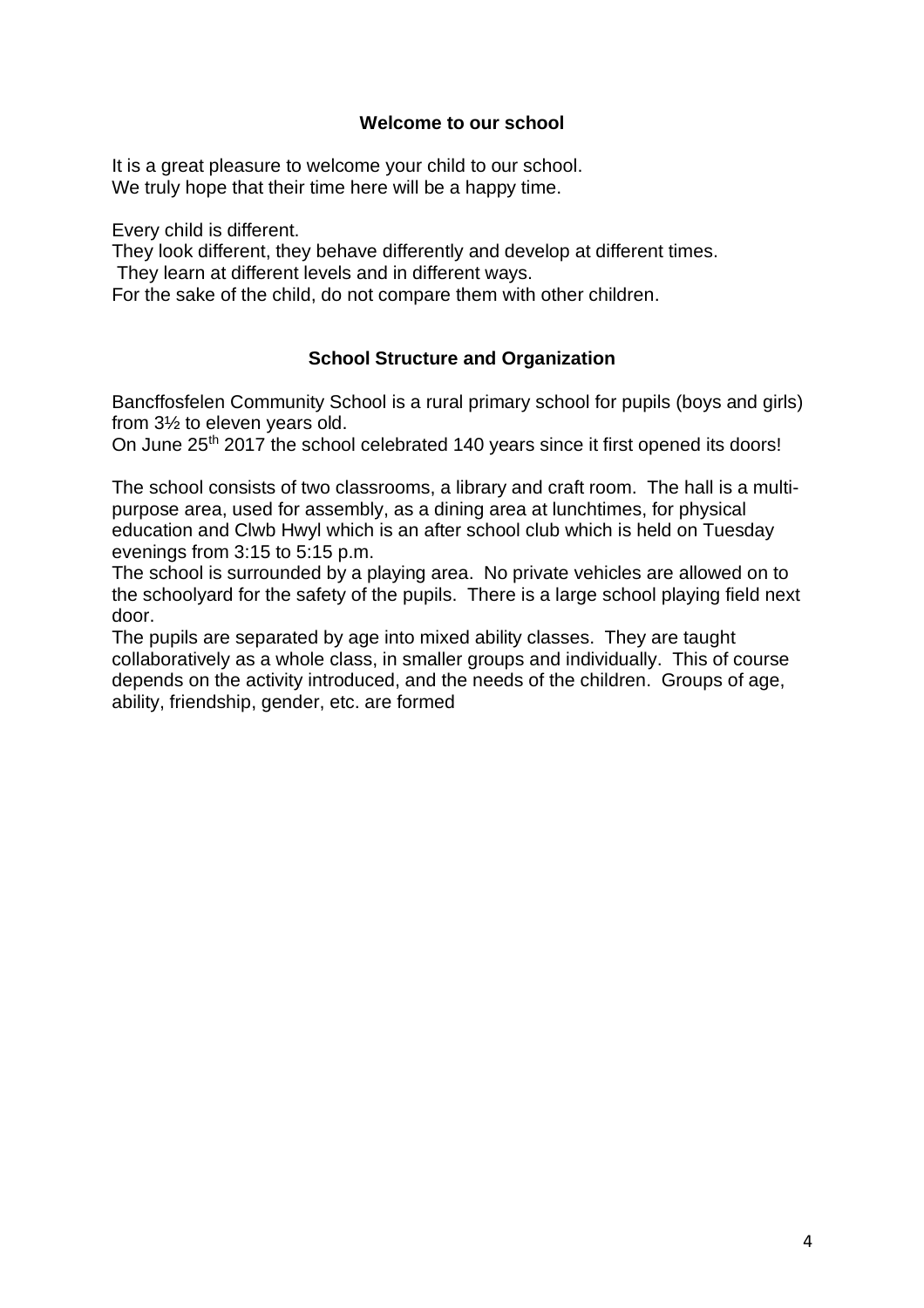## Welcome to our school

It is a great pleasure to welcome your child to our school.
We truly hope that their time here will be a happy time.

Every child is different.
They look different, they behave differently and develop at different times.
They learn at different levels and in different ways.
For the sake of the child, do not compare them with other children.

## School Structure and Organization

Bancffosfelen Community School is a rural primary school for pupils (boys and girls) from 3½ to eleven years old.
On June 25th 2017 the school celebrated 140 years since it first opened its doors!

The school consists of two classrooms, a library and craft room. The hall is a multi-purpose area, used for assembly, as a dining area at lunchtimes, for physical education and Clwb Hwyl which is an after school club which is held on Tuesday evenings from 3:15 to 5:15 p.m.
The school is surrounded by a playing area. No private vehicles are allowed on to the schoolyard for the safety of the pupils. There is a large school playing field next door.
The pupils are separated by age into mixed ability classes. They are taught collaboratively as a whole class, in smaller groups and individually. This of course depends on the activity introduced, and the needs of the children. Groups of age, ability, friendship, gender, etc. are formed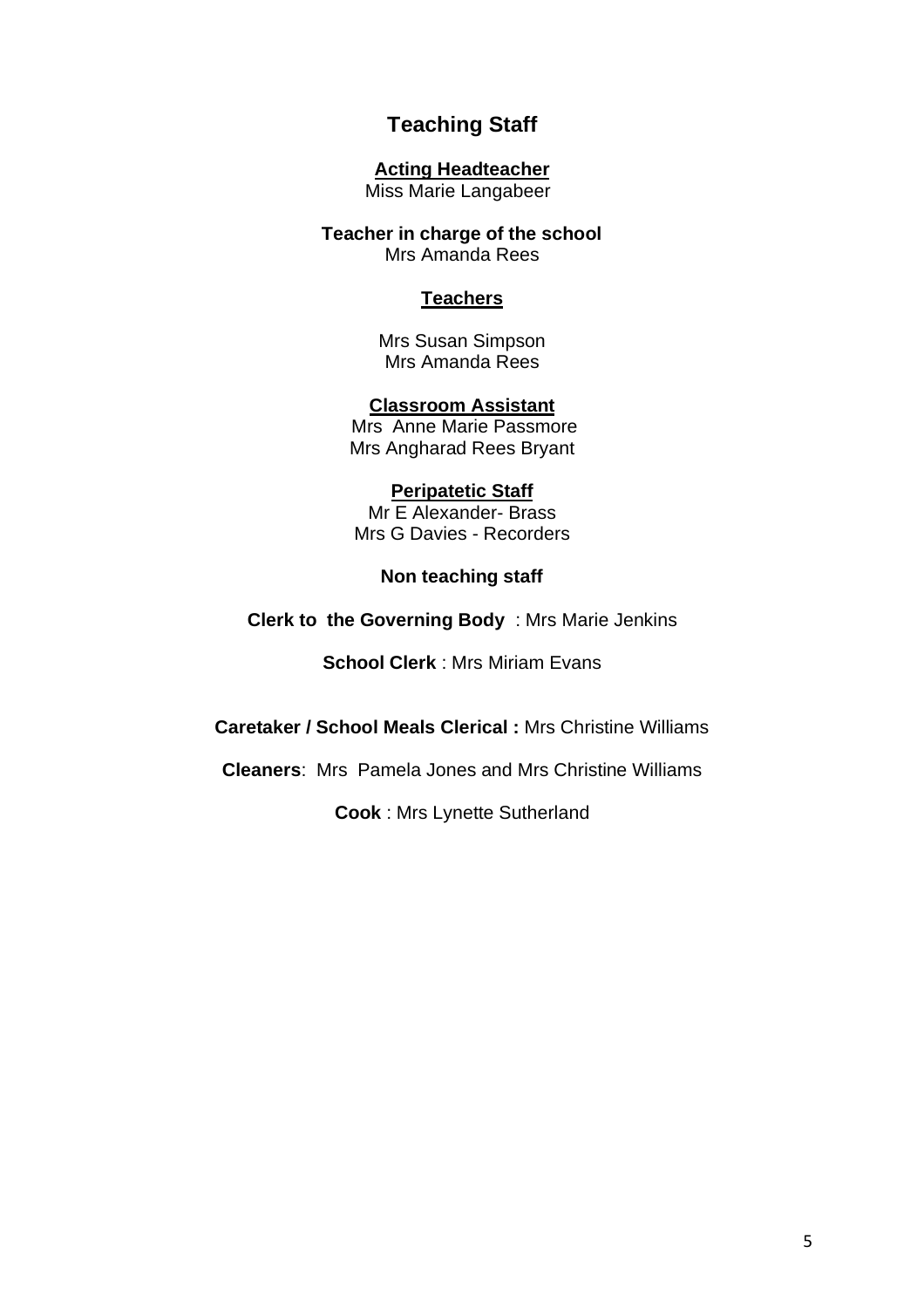# Teaching Staff

**Acting Headteacher**
Miss Marie Langabeer

**Teacher in charge of the school**
Mrs Amanda Rees

**Teachers**

Mrs Susan Simpson
Mrs Amanda Rees

**Classroom Assistant**
Mrs Anne Marie Passmore
Mrs Angharad Rees Bryant

**Peripatetic Staff**
Mr E Alexander- Brass
Mrs G Davies - Recorders

**Non teaching staff**

**Clerk to the Governing Body** : Mrs Marie Jenkins

**School Clerk** : Mrs Miriam Evans

**Caretaker / School Meals Clerical :** Mrs Christine Williams

**Cleaners**: Mrs Pamela Jones and Mrs Christine Williams

**Cook** : Mrs Lynette Sutherland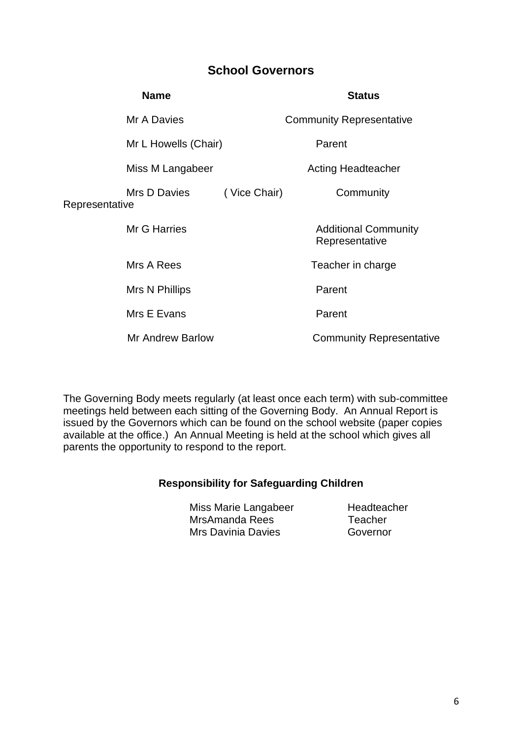## School Governors

| Name | Status |
|---|---|
| Mr A Davies | Community Representative |
| Mr L Howells (Chair) | Parent |
| Miss M Langabeer | Acting Headteacher |
| Mrs D Davies ( Vice Chair) | Community Representative |
| Mr G Harries | Additional Community Representative |
| Mrs A Rees | Teacher in charge |
| Mrs N Phillips | Parent |
| Mrs E Evans | Parent |
| Mr Andrew Barlow | Community Representative |

The Governing Body meets regularly (at least once each term) with sub-committee meetings held between each sitting of the Governing Body. An Annual Report is issued by the Governors which can be found on the school website (paper copies available at the office.) An Annual Meeting is held at the school which gives all parents the opportunity to respond to the report.

### Responsibility for Safeguarding Children

| | |
|---|---|
| Miss Marie Langabeer | Headteacher |
| MrsAmanda Rees | Teacher |
| Mrs Davinia Davies | Governor |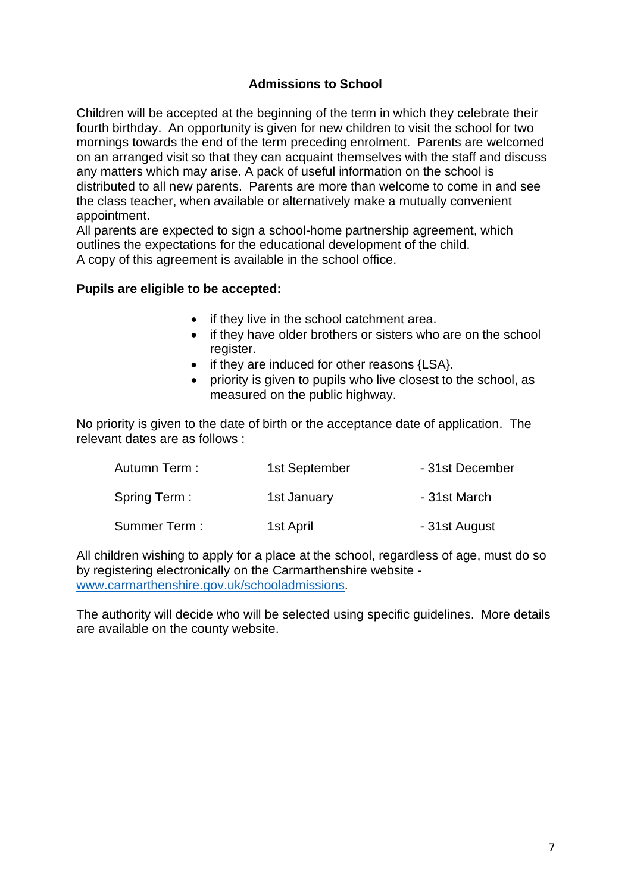## Admissions to School

Children will be accepted at the beginning of the term in which they celebrate their fourth birthday. An opportunity is given for new children to visit the school for two mornings towards the end of the term preceding enrolment. Parents are welcomed on an arranged visit so that they can acquaint themselves with the staff and discuss any matters which may arise. A pack of useful information on the school is distributed to all new parents. Parents are more than welcome to come in and see the class teacher, when available or alternatively make a mutually convenient appointment.
All parents are expected to sign a school-home partnership agreement, which outlines the expectations for the educational development of the child.
A copy of this agreement is available in the school office.

**Pupils are eligible to be accepted:**

- if they live in the school catchment area.
- if they have older brothers or sisters who are on the school register.
- if they are induced for other reasons {LSA}.
- priority is given to pupils who live closest to the school, as measured on the public highway.

No priority is given to the date of birth or the acceptance date of application. The relevant dates are as follows :

| | | |
|---|---|---|
| Autumn Term : | 1st September | - 31st December |
| Spring Term : | 1st January | - 31st March |
| Summer Term : | 1st April | - 31st August |

All children wishing to apply for a place at the school, regardless of age, must do so by registering electronically on the Carmarthenshire website - [www.carmarthenshire.gov.uk/schooladmissions](http://www.carmarthenshire.gov.uk/schooladmissions).

The authority will decide who will be selected using specific guidelines. More details are available on the county website.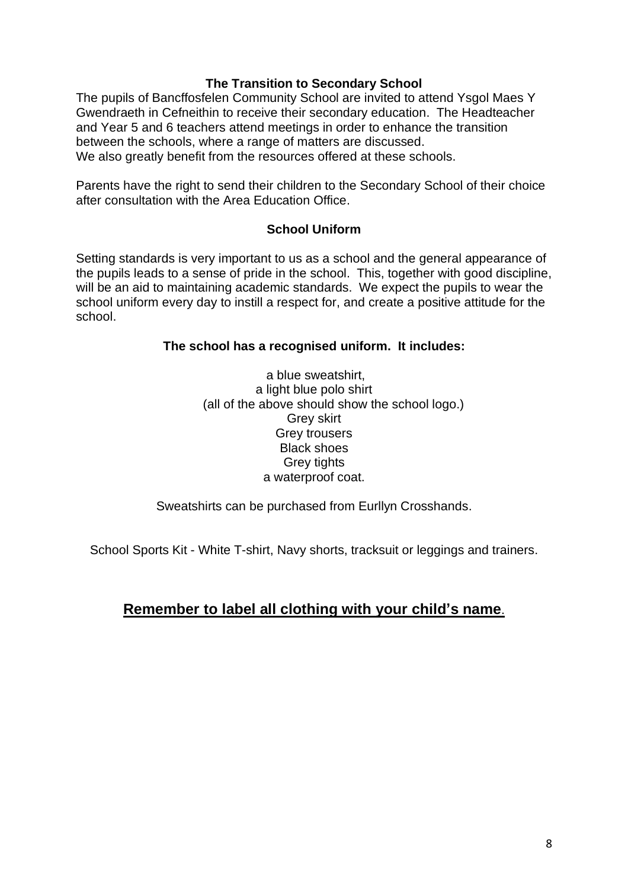## The Transition to Secondary School

The pupils of Bancffosfelen Community School are invited to attend Ysgol Maes Y Gwendraeth in Cefneithin to receive their secondary education. The Headteacher and Year 5 and 6 teachers attend meetings in order to enhance the transition between the schools, where a range of matters are discussed.
We also greatly benefit from the resources offered at these schools.

Parents have the right to send their children to the Secondary School of their choice after consultation with the Area Education Office.

## School Uniform

Setting standards is very important to us as a school and the general appearance of the pupils leads to a sense of pride in the school. This, together with good discipline, will be an aid to maintaining academic standards. We expect the pupils to wear the school uniform every day to instill a respect for, and create a positive attitude for the school.

**The school has a recognised uniform. It includes:**

a blue sweatshirt,
a light blue polo shirt
(all of the above should show the school logo.)
Grey skirt
Grey trousers
Black shoes
Grey tights
a waterproof coat.

Sweatshirts can be purchased from Eurllyn Crosshands.

School Sports Kit - White T-shirt, Navy shorts, tracksuit or leggings and trainers.

**Remember to label all clothing with your child's name**.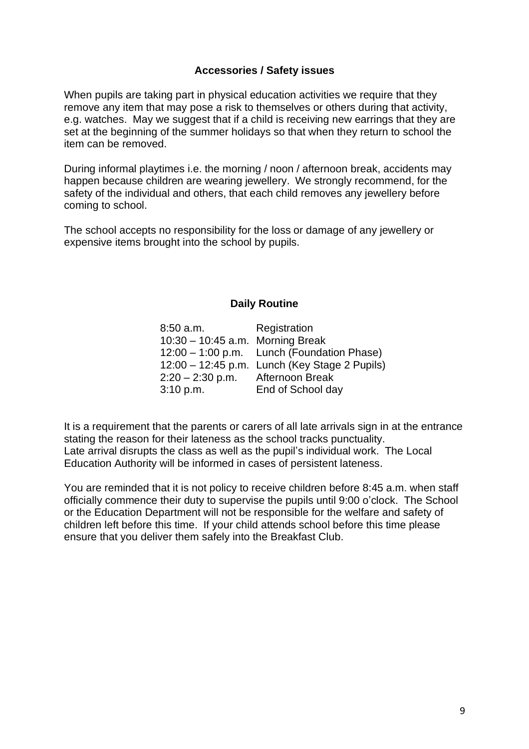## Accessories / Safety issues

When pupils are taking part in physical education activities we require that they remove any item that may pose a risk to themselves or others during that activity, e.g. watches. May we suggest that if a child is receiving new earrings that they are set at the beginning of the summer holidays so that when they return to school the item can be removed.

During informal playtimes i.e. the morning / noon / afternoon break, accidents may happen because children are wearing jewellery. We strongly recommend, for the safety of the individual and others, that each child removes any jewellery before coming to school.

The school accepts no responsibility for the loss or damage of any jewellery or expensive items brought into the school by pupils.

## Daily Routine

| | |
|---|---|
| 8:50 a.m. | Registration |
| 10:30 – 10:45 a.m. | Morning Break |
| 12:00 – 1:00 p.m. | Lunch (Foundation Phase) |
| 12:00 – 12:45 p.m. | Lunch (Key Stage 2 Pupils) |
| 2:20 – 2:30 p.m. | Afternoon Break |
| 3:10 p.m. | End of School day |

It is a requirement that the parents or carers of all late arrivals sign in at the entrance stating the reason for their lateness as the school tracks punctuality.
Late arrival disrupts the class as well as the pupil's individual work. The Local Education Authority will be informed in cases of persistent lateness.

You are reminded that it is not policy to receive children before 8:45 a.m. when staff officially commence their duty to supervise the pupils until 9:00 o'clock. The School or the Education Department will not be responsible for the welfare and safety of children left before this time. If your child attends school before this time please ensure that you deliver them safely into the Breakfast Club.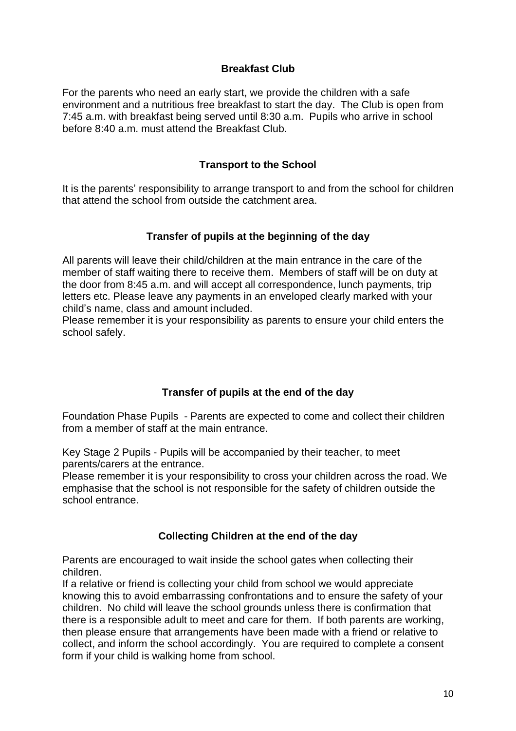## Breakfast Club

For the parents who need an early start, we provide the children with a safe environment and a nutritious free breakfast to start the day. The Club is open from 7:45 a.m. with breakfast being served until 8:30 a.m. Pupils who arrive in school before 8:40 a.m. must attend the Breakfast Club.

## Transport to the School

It is the parents' responsibility to arrange transport to and from the school for children that attend the school from outside the catchment area.

## Transfer of pupils at the beginning of the day

All parents will leave their child/children at the main entrance in the care of the member of staff waiting there to receive them. Members of staff will be on duty at the door from 8:45 a.m. and will accept all correspondence, lunch payments, trip letters etc. Please leave any payments in an enveloped clearly marked with your child's name, class and amount included.
Please remember it is your responsibility as parents to ensure your child enters the school safely.

## Transfer of pupils at the end of the day

Foundation Phase Pupils - Parents are expected to come and collect their children from a member of staff at the main entrance.

Key Stage 2 Pupils - Pupils will be accompanied by their teacher, to meet parents/carers at the entrance.
Please remember it is your responsibility to cross your children across the road. We emphasise that the school is not responsible for the safety of children outside the school entrance.

## Collecting Children at the end of the day

Parents are encouraged to wait inside the school gates when collecting their children.
If a relative or friend is collecting your child from school we would appreciate knowing this to avoid embarrassing confrontations and to ensure the safety of your children. No child will leave the school grounds unless there is confirmation that there is a responsible adult to meet and care for them. If both parents are working, then please ensure that arrangements have been made with a friend or relative to collect, and inform the school accordingly. You are required to complete a consent form if your child is walking home from school.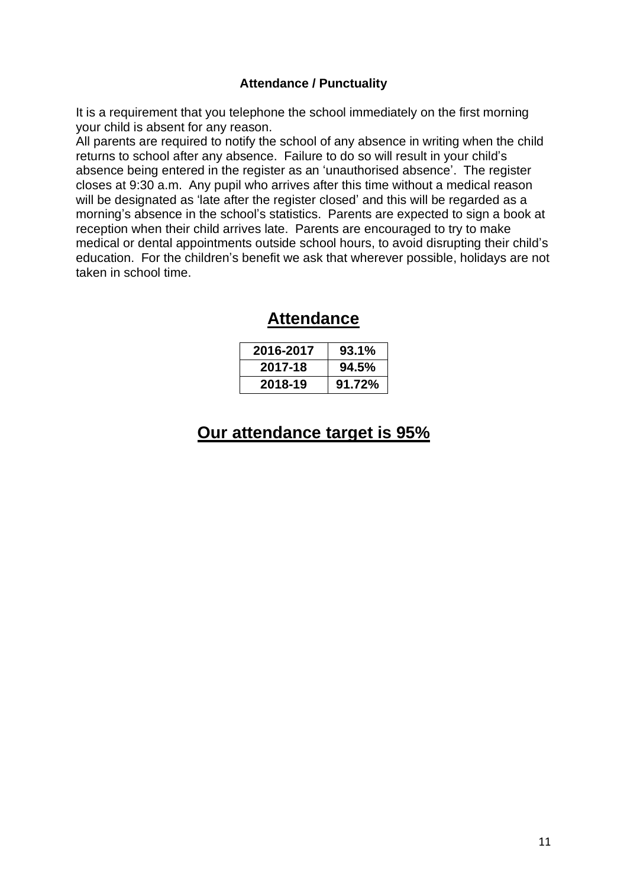### Attendance / Punctuality

It is a requirement that you telephone the school immediately on the first morning your child is absent for any reason.
All parents are required to notify the school of any absence in writing when the child returns to school after any absence. Failure to do so will result in your child's absence being entered in the register as an 'unauthorised absence'. The register closes at 9:30 a.m. Any pupil who arrives after this time without a medical reason will be designated as 'late after the register closed' and this will be regarded as a morning's absence in the school's statistics. Parents are expected to sign a book at reception when their child arrives late. Parents are encouraged to try to make medical or dental appointments outside school hours, to avoid disrupting their child's education. For the children's benefit we ask that wherever possible, holidays are not taken in school time.

## Attendance

| 2016-2017 | 93.1% |
|---|---|
| 2017-18 | 94.5% |
| 2018-19 | 91.72% |

## Our attendance target is 95%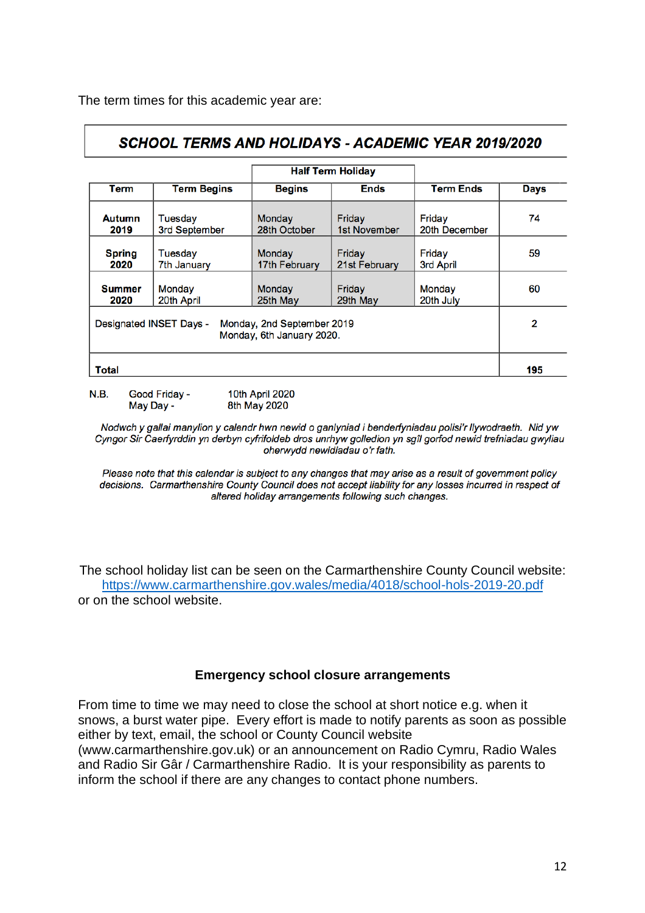The term times for this academic year are:

## *SCHOOL TERMS AND HOLIDAYS - ACADEMIC YEAR 2019/2020*

| | | Half Term Holiday | | | |
|---|---|---|---|---|---|
| **Term** | **Term Begins** | **Begins** | **Ends** | **Term Ends** | **Days** |
| **Autumn 2019** | Tuesday 3rd September | Monday 28th October | Friday 1st November | Friday 20th December | 74 |
| **Spring 2020** | Tuesday 7th January | Monday 17th February | Friday 21st February | Friday 3rd April | 59 |
| **Summer 2020** | Monday 20th April | Monday 25th May | Friday 29th May | Monday 20th July | 60 |
| Designated INSET Days - Monday, 2nd September 2019 Monday, 6th January 2020. | | | | | 2 |
| **Total** | | | | | **195** |

N.B. Good Friday - 10th April 2020
May Day - 8th May 2020

*Nodwch y gallai manylion y calendr hwn newid o ganlyniad i benderfyniadau polisi'r llywodraeth. Nid yw Cyngor Sir Caerfyrddin yn derbyn cyfrifoldeb dros unrhyw golledion yn sgîl gorfod newid trefniadau gwyliau oherwydd newidiadau o'r fath.*

*Please note that this calendar is subject to any changes that may arise as a result of government policy decisions. Carmarthenshire County Council does not accept liability for any losses incurred in respect of altered holiday arrangements following such changes.*

The school holiday list can be seen on the Carmarthenshire County Council website: https://www.carmarthenshire.gov.wales/media/4018/school-hols-2019-20.pdf
or on the school website.

### Emergency school closure arrangements

From time to time we may need to close the school at short notice e.g. when it snows, a burst water pipe. Every effort is made to notify parents as soon as possible either by text, email, the school or County Council website (www.carmarthenshire.gov.uk) or an announcement on Radio Cymru, Radio Wales and Radio Sir Gâr / Carmarthenshire Radio. It is your responsibility as parents to inform the school if there are any changes to contact phone numbers.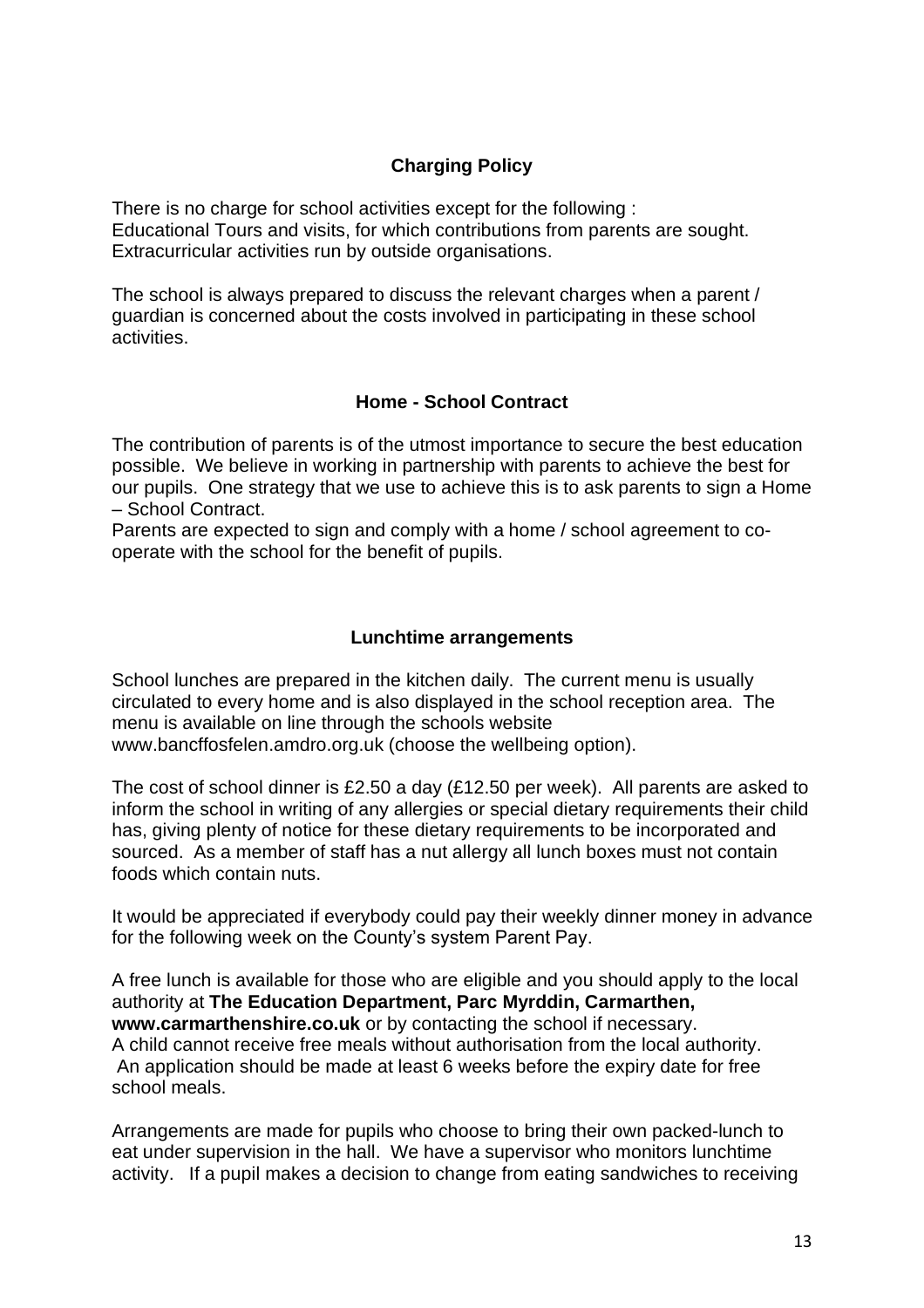## Charging Policy

There is no charge for school activities except for the following :
Educational Tours and visits, for which contributions from parents are sought.
Extracurricular activities run by outside organisations.

The school is always prepared to discuss the relevant charges when a parent / guardian is concerned about the costs involved in participating in these school activities.

## Home - School Contract

The contribution of parents is of the utmost importance to secure the best education possible. We believe in working in partnership with parents to achieve the best for our pupils. One strategy that we use to achieve this is to ask parents to sign a Home – School Contract.
Parents are expected to sign and comply with a home / school agreement to co-operate with the school for the benefit of pupils.

## Lunchtime arrangements

School lunches are prepared in the kitchen daily. The current menu is usually circulated to every home and is also displayed in the school reception area. The menu is available on line through the schools website www.bancffosfelen.amdro.org.uk (choose the wellbeing option).

The cost of school dinner is £2.50 a day (£12.50 per week). All parents are asked to inform the school in writing of any allergies or special dietary requirements their child has, giving plenty of notice for these dietary requirements to be incorporated and sourced. As a member of staff has a nut allergy all lunch boxes must not contain foods which contain nuts.

It would be appreciated if everybody could pay their weekly dinner money in advance for the following week on the County's system Parent Pay.

A free lunch is available for those who are eligible and you should apply to the local authority at **The Education Department, Parc Myrddin, Carmarthen, www.carmarthenshire.co.uk** or by contacting the school if necessary.
A child cannot receive free meals without authorisation from the local authority.
An application should be made at least 6 weeks before the expiry date for free school meals.

Arrangements are made for pupils who choose to bring their own packed-lunch to eat under supervision in the hall. We have a supervisor who monitors lunchtime activity. If a pupil makes a decision to change from eating sandwiches to receiving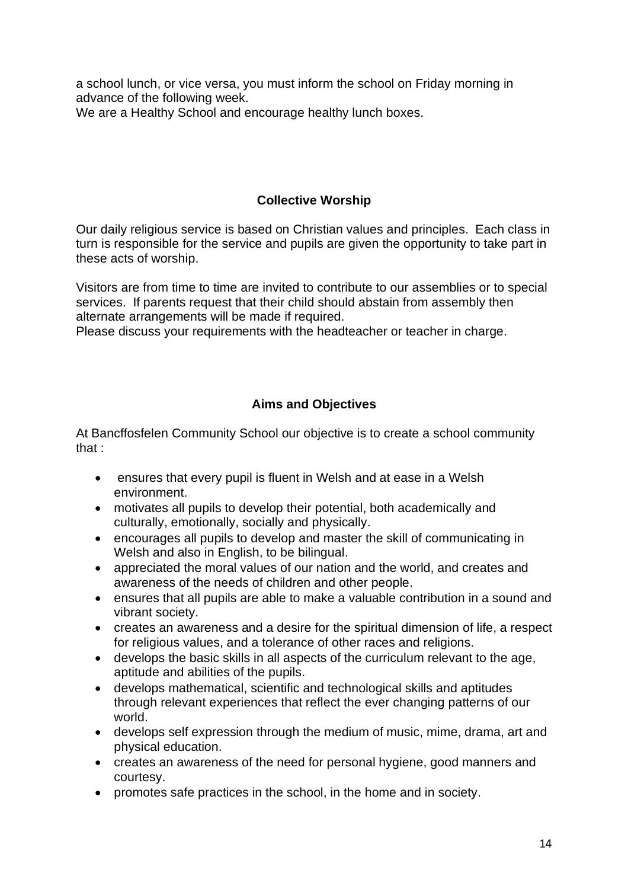a school lunch, or vice versa, you must inform the school on Friday morning in advance of the following week.
We are a Healthy School and encourage healthy lunch boxes.

## Collective Worship

Our daily religious service is based on Christian values and principles. Each class in turn is responsible for the service and pupils are given the opportunity to take part in these acts of worship.

Visitors are from time to time are invited to contribute to our assemblies or to special services. If parents request that their child should abstain from assembly then alternate arrangements will be made if required.
Please discuss your requirements with the headteacher or teacher in charge.

## Aims and Objectives

At Bancffosfelen Community School our objective is to create a school community that :

- ensures that every pupil is fluent in Welsh and at ease in a Welsh environment.
- motivates all pupils to develop their potential, both academically and culturally, emotionally, socially and physically.
- encourages all pupils to develop and master the skill of communicating in Welsh and also in English, to be bilingual.
- appreciated the moral values of our nation and the world, and creates and awareness of the needs of children and other people.
- ensures that all pupils are able to make a valuable contribution in a sound and vibrant society.
- creates an awareness and a desire for the spiritual dimension of life, a respect for religious values, and a tolerance of other races and religions.
- develops the basic skills in all aspects of the curriculum relevant to the age, aptitude and abilities of the pupils.
- develops mathematical, scientific and technological skills and aptitudes through relevant experiences that reflect the ever changing patterns of our world.
- develops self expression through the medium of music, mime, drama, art and physical education.
- creates an awareness of the need for personal hygiene, good manners and courtesy.
- promotes safe practices in the school, in the home and in society.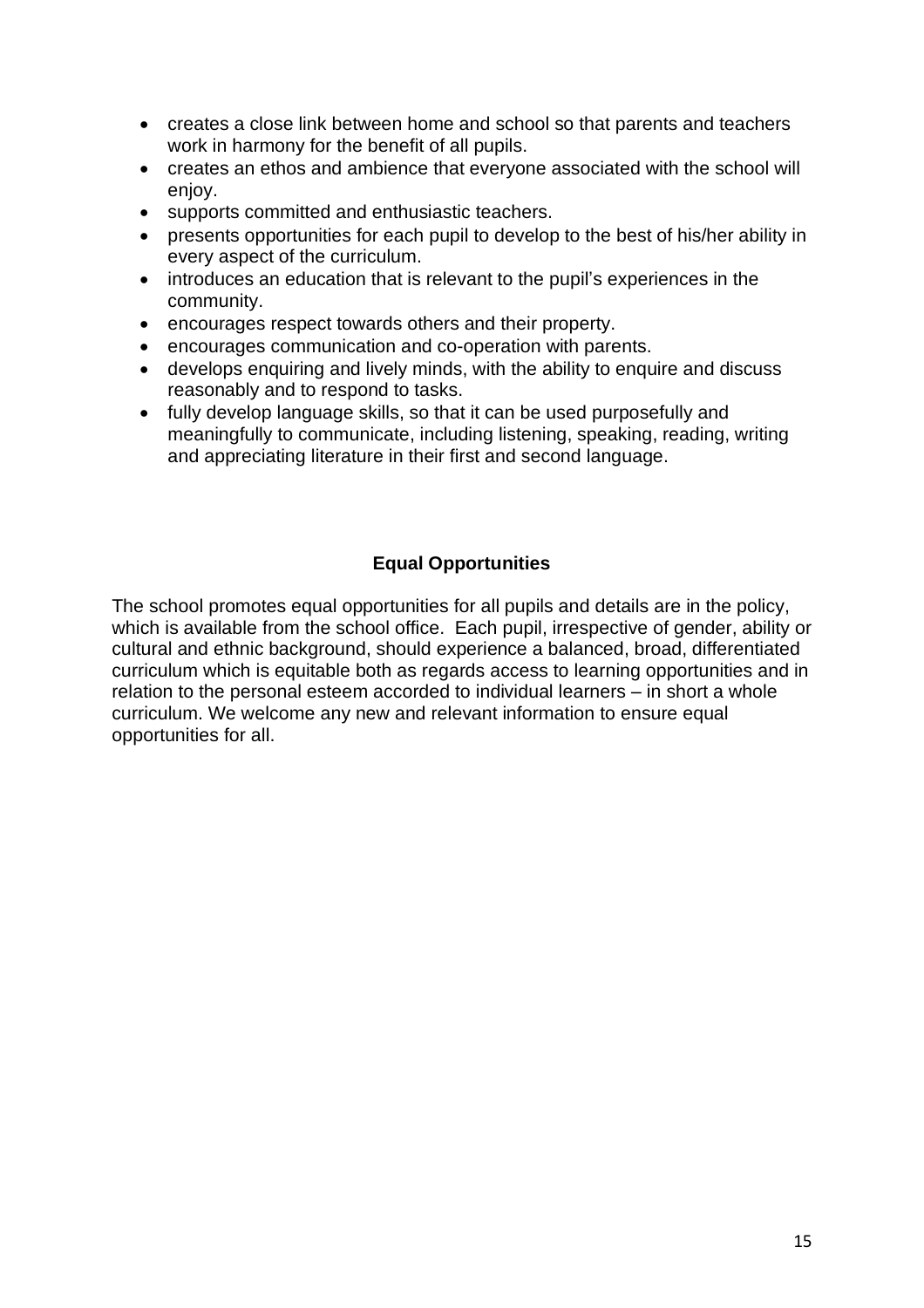- creates a close link between home and school so that parents and teachers work in harmony for the benefit of all pupils.
- creates an ethos and ambience that everyone associated with the school will enjoy.
- supports committed and enthusiastic teachers.
- presents opportunities for each pupil to develop to the best of his/her ability in every aspect of the curriculum.
- introduces an education that is relevant to the pupil's experiences in the community.
- encourages respect towards others and their property.
- encourages communication and co-operation with parents.
- develops enquiring and lively minds, with the ability to enquire and discuss reasonably and to respond to tasks.
- fully develop language skills, so that it can be used purposefully and meaningfully to communicate, including listening, speaking, reading, writing and appreciating literature in their first and second language.

## Equal Opportunities

The school promotes equal opportunities for all pupils and details are in the policy, which is available from the school office. Each pupil, irrespective of gender, ability or cultural and ethnic background, should experience a balanced, broad, differentiated curriculum which is equitable both as regards access to learning opportunities and in relation to the personal esteem accorded to individual learners – in short a whole curriculum. We welcome any new and relevant information to ensure equal opportunities for all.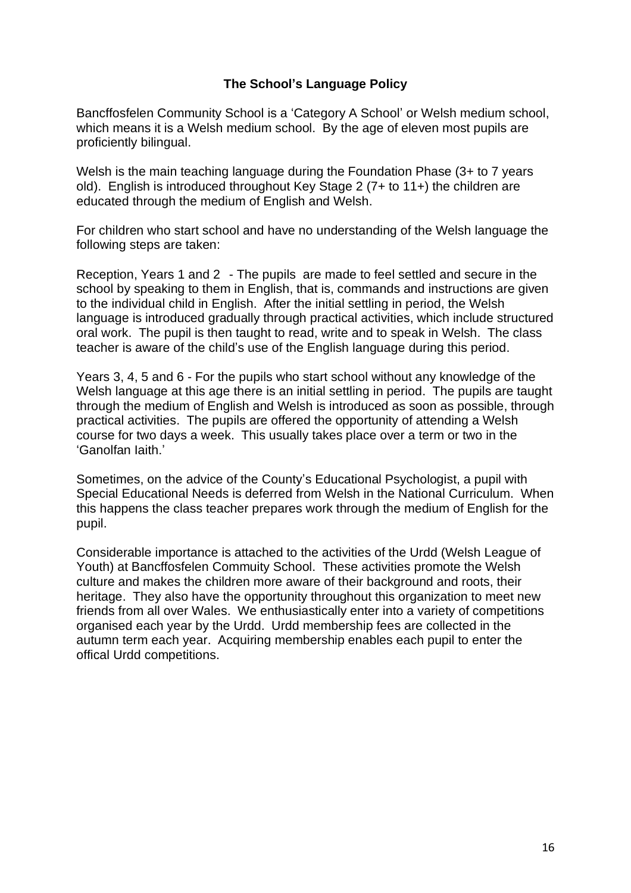## The School's Language Policy

Bancffosfelen Community School is a 'Category A School' or Welsh medium school, which means it is a Welsh medium school. By the age of eleven most pupils are proficiently bilingual.

Welsh is the main teaching language during the Foundation Phase (3+ to 7 years old). English is introduced throughout Key Stage 2 (7+ to 11+) the children are educated through the medium of English and Welsh.

For children who start school and have no understanding of the Welsh language the following steps are taken:

Reception, Years 1 and 2 - The pupils are made to feel settled and secure in the school by speaking to them in English, that is, commands and instructions are given to the individual child in English. After the initial settling in period, the Welsh language is introduced gradually through practical activities, which include structured oral work. The pupil is then taught to read, write and to speak in Welsh. The class teacher is aware of the child's use of the English language during this period.

Years 3, 4, 5 and 6 - For the pupils who start school without any knowledge of the Welsh language at this age there is an initial settling in period. The pupils are taught through the medium of English and Welsh is introduced as soon as possible, through practical activities. The pupils are offered the opportunity of attending a Welsh course for two days a week. This usually takes place over a term or two in the 'Ganolfan Iaith.'

Sometimes, on the advice of the County's Educational Psychologist, a pupil with Special Educational Needs is deferred from Welsh in the National Curriculum. When this happens the class teacher prepares work through the medium of English for the pupil.

Considerable importance is attached to the activities of the Urdd (Welsh League of Youth) at Bancffosfelen Commuity School. These activities promote the Welsh culture and makes the children more aware of their background and roots, their heritage. They also have the opportunity throughout this organization to meet new friends from all over Wales. We enthusiastically enter into a variety of competitions organised each year by the Urdd. Urdd membership fees are collected in the autumn term each year. Acquiring membership enables each pupil to enter the offical Urdd competitions.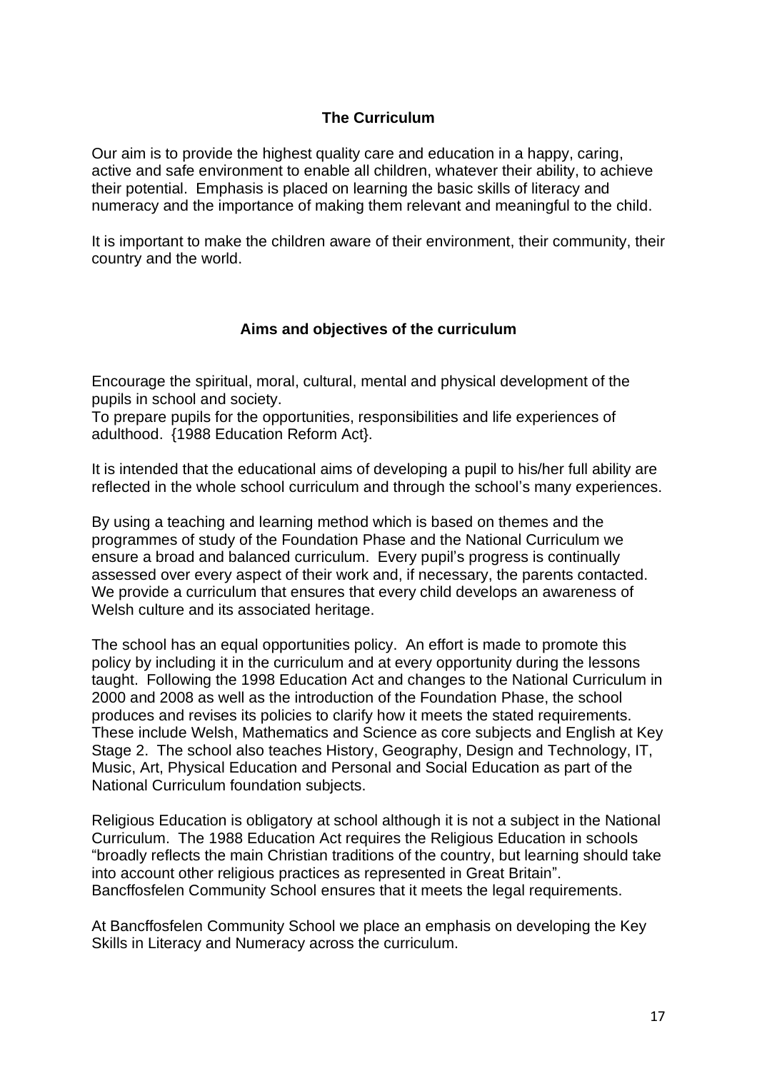## The Curriculum

Our aim is to provide the highest quality care and education in a happy, caring, active and safe environment to enable all children, whatever their ability, to achieve their potential. Emphasis is placed on learning the basic skills of literacy and numeracy and the importance of making them relevant and meaningful to the child.

It is important to make the children aware of their environment, their community, their country and the world.

## Aims and objectives of the curriculum

Encourage the spiritual, moral, cultural, mental and physical development of the pupils in school and society.
To prepare pupils for the opportunities, responsibilities and life experiences of adulthood. {1988 Education Reform Act}.

It is intended that the educational aims of developing a pupil to his/her full ability are reflected in the whole school curriculum and through the school's many experiences.

By using a teaching and learning method which is based on themes and the programmes of study of the Foundation Phase and the National Curriculum we ensure a broad and balanced curriculum. Every pupil's progress is continually assessed over every aspect of their work and, if necessary, the parents contacted. We provide a curriculum that ensures that every child develops an awareness of Welsh culture and its associated heritage.

The school has an equal opportunities policy. An effort is made to promote this policy by including it in the curriculum and at every opportunity during the lessons taught. Following the 1998 Education Act and changes to the National Curriculum in 2000 and 2008 as well as the introduction of the Foundation Phase, the school produces and revises its policies to clarify how it meets the stated requirements. These include Welsh, Mathematics and Science as core subjects and English at Key Stage 2. The school also teaches History, Geography, Design and Technology, IT, Music, Art, Physical Education and Personal and Social Education as part of the National Curriculum foundation subjects.

Religious Education is obligatory at school although it is not a subject in the National Curriculum. The 1988 Education Act requires the Religious Education in schools "broadly reflects the main Christian traditions of the country, but learning should take into account other religious practices as represented in Great Britain". Bancffosfelen Community School ensures that it meets the legal requirements.

At Bancffosfelen Community School we place an emphasis on developing the Key Skills in Literacy and Numeracy across the curriculum.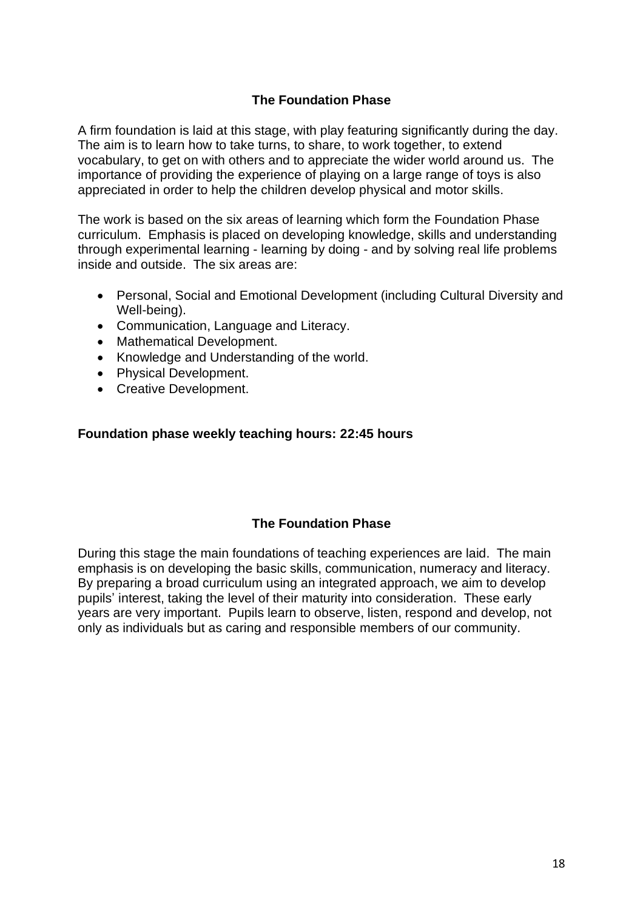## The Foundation Phase

A firm foundation is laid at this stage, with play featuring significantly during the day. The aim is to learn how to take turns, to share, to work together, to extend vocabulary, to get on with others and to appreciate the wider world around us. The importance of providing the experience of playing on a large range of toys is also appreciated in order to help the children develop physical and motor skills.

The work is based on the six areas of learning which form the Foundation Phase curriculum. Emphasis is placed on developing knowledge, skills and understanding through experimental learning - learning by doing - and by solving real life problems inside and outside. The six areas are:

- Personal, Social and Emotional Development (including Cultural Diversity and Well-being).
- Communication, Language and Literacy.
- Mathematical Development.
- Knowledge and Understanding of the world.
- Physical Development.
- Creative Development.

**Foundation phase weekly teaching hours: 22:45 hours**

## The Foundation Phase

During this stage the main foundations of teaching experiences are laid. The main emphasis is on developing the basic skills, communication, numeracy and literacy. By preparing a broad curriculum using an integrated approach, we aim to develop pupils' interest, taking the level of their maturity into consideration. These early years are very important. Pupils learn to observe, listen, respond and develop, not only as individuals but as caring and responsible members of our community.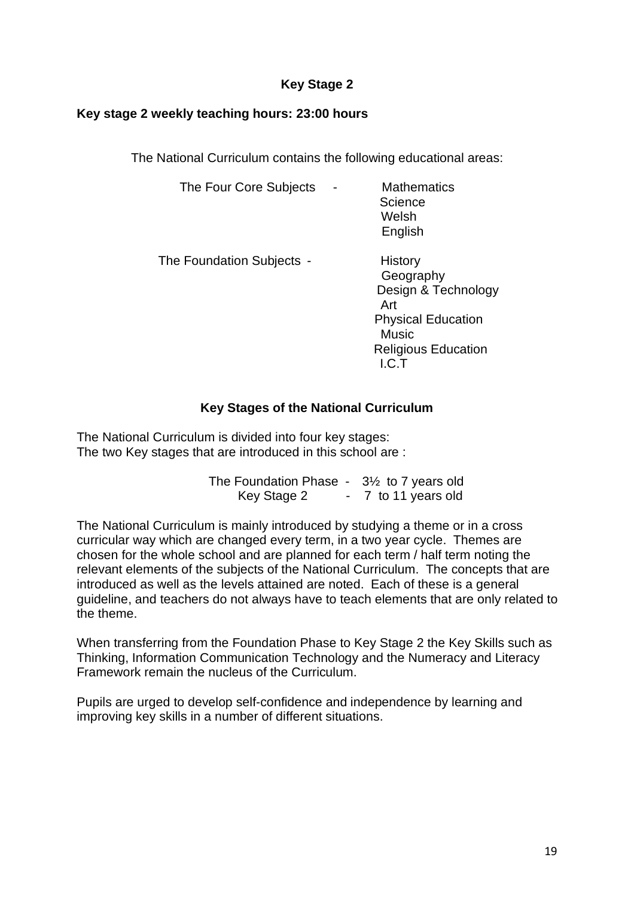## Key Stage 2

**Key stage 2 weekly teaching hours: 23:00 hours**

The National Curriculum contains the following educational areas:

The Four Core Subjects -
- Mathematics
- Science
- Welsh
- English

The Foundation Subjects -
- History
- Geography
- Design & Technology
- Art
- Physical Education
- Music
- Religious Education
- I.C.T

## Key Stages of the National Curriculum

The National Curriculum is divided into four key stages:
The two Key stages that are introduced in this school are :

The Foundation Phase - 3½ to 7 years old
Key Stage 2 - 7 to 11 years old

The National Curriculum is mainly introduced by studying a theme or in a cross curricular way which are changed every term, in a two year cycle. Themes are chosen for the whole school and are planned for each term / half term noting the relevant elements of the subjects of the National Curriculum. The concepts that are introduced as well as the levels attained are noted. Each of these is a general guideline, and teachers do not always have to teach elements that are only related to the theme.

When transferring from the Foundation Phase to Key Stage 2 the Key Skills such as Thinking, Information Communication Technology and the Numeracy and Literacy Framework remain the nucleus of the Curriculum.

Pupils are urged to develop self-confidence and independence by learning and improving key skills in a number of different situations.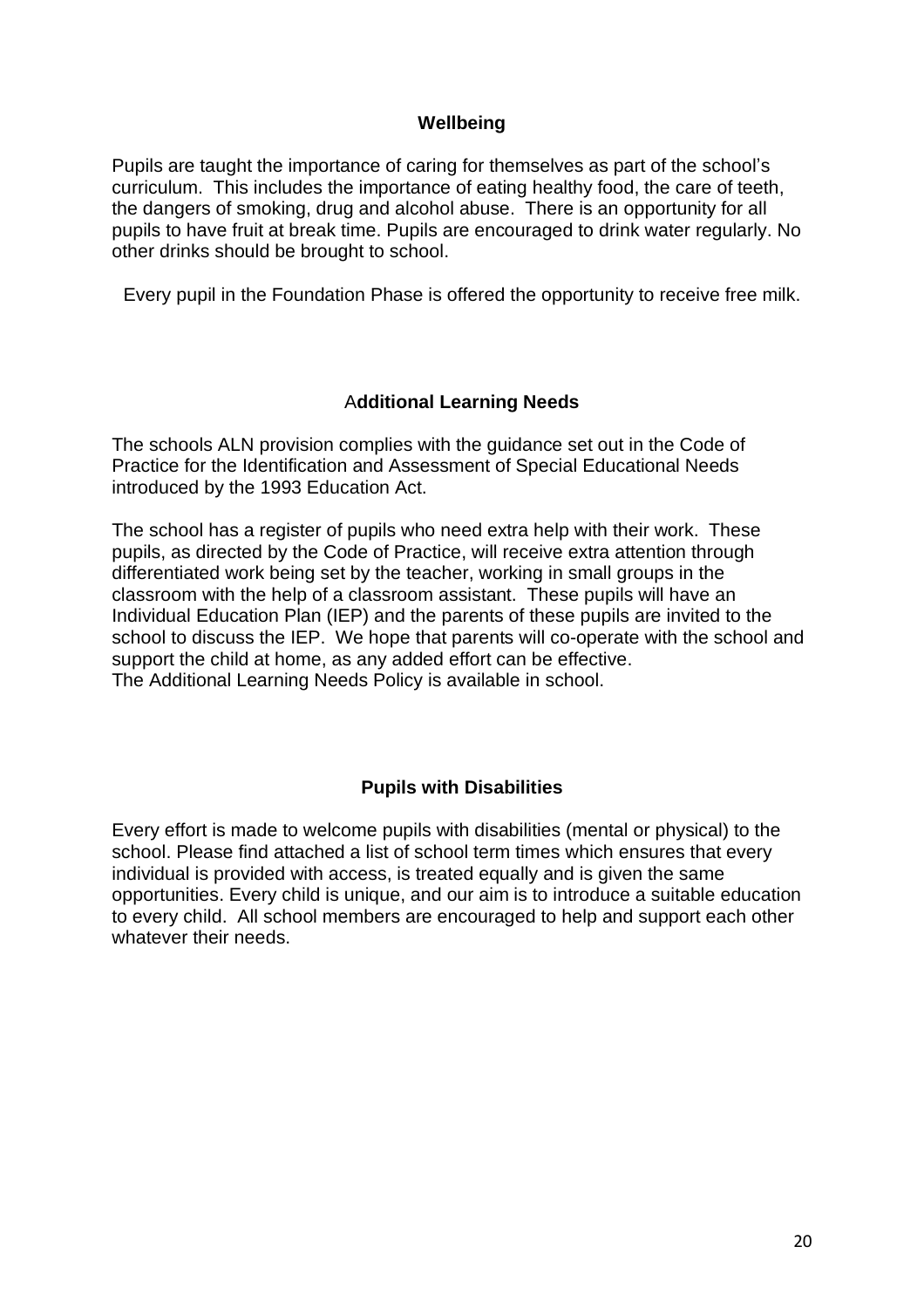## Wellbeing

Pupils are taught the importance of caring for themselves as part of the school's curriculum. This includes the importance of eating healthy food, the care of teeth, the dangers of smoking, drug and alcohol abuse. There is an opportunity for all pupils to have fruit at break time. Pupils are encouraged to drink water regularly. No other drinks should be brought to school.

Every pupil in the Foundation Phase is offered the opportunity to receive free milk.

## Additional Learning Needs

The schools ALN provision complies with the guidance set out in the Code of Practice for the Identification and Assessment of Special Educational Needs introduced by the 1993 Education Act.

The school has a register of pupils who need extra help with their work. These pupils, as directed by the Code of Practice, will receive extra attention through differentiated work being set by the teacher, working in small groups in the classroom with the help of a classroom assistant. These pupils will have an Individual Education Plan (IEP) and the parents of these pupils are invited to the school to discuss the IEP. We hope that parents will co-operate with the school and support the child at home, as any added effort can be effective.
The Additional Learning Needs Policy is available in school.

## Pupils with Disabilities

Every effort is made to welcome pupils with disabilities (mental or physical) to the school. Please find attached a list of school term times which ensures that every individual is provided with access, is treated equally and is given the same opportunities. Every child is unique, and our aim is to introduce a suitable education to every child. All school members are encouraged to help and support each other whatever their needs.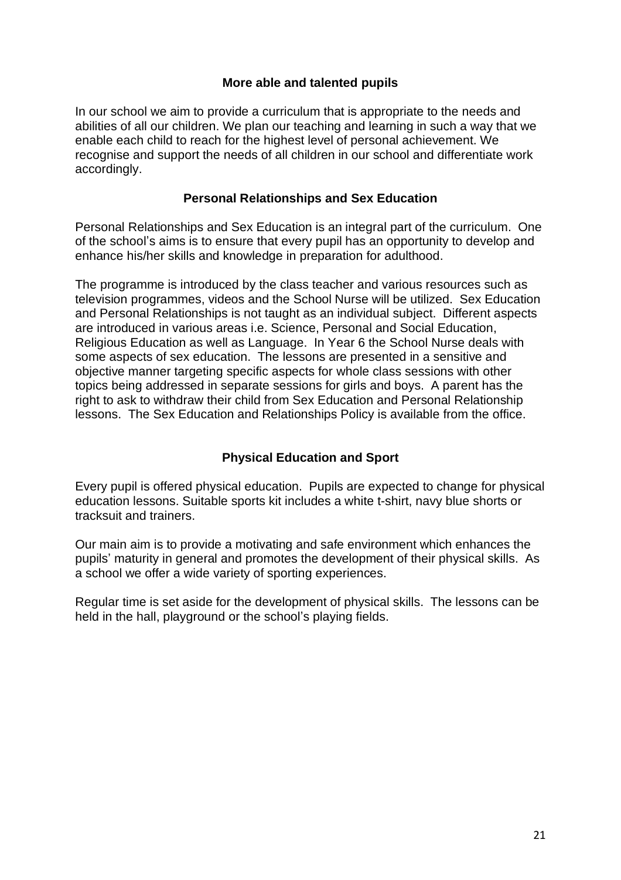## More able and talented pupils

In our school we aim to provide a curriculum that is appropriate to the needs and abilities of all our children. We plan our teaching and learning in such a way that we enable each child to reach for the highest level of personal achievement. We recognise and support the needs of all children in our school and differentiate work accordingly.

## Personal Relationships and Sex Education

Personal Relationships and Sex Education is an integral part of the curriculum. One of the school's aims is to ensure that every pupil has an opportunity to develop and enhance his/her skills and knowledge in preparation for adulthood.

The programme is introduced by the class teacher and various resources such as television programmes, videos and the School Nurse will be utilized. Sex Education and Personal Relationships is not taught as an individual subject. Different aspects are introduced in various areas i.e. Science, Personal and Social Education, Religious Education as well as Language. In Year 6 the School Nurse deals with some aspects of sex education. The lessons are presented in a sensitive and objective manner targeting specific aspects for whole class sessions with other topics being addressed in separate sessions for girls and boys. A parent has the right to ask to withdraw their child from Sex Education and Personal Relationship lessons. The Sex Education and Relationships Policy is available from the office.

## Physical Education and Sport

Every pupil is offered physical education. Pupils are expected to change for physical education lessons. Suitable sports kit includes a white t-shirt, navy blue shorts or tracksuit and trainers.

Our main aim is to provide a motivating and safe environment which enhances the pupils' maturity in general and promotes the development of their physical skills. As a school we offer a wide variety of sporting experiences.

Regular time is set aside for the development of physical skills. The lessons can be held in the hall, playground or the school's playing fields.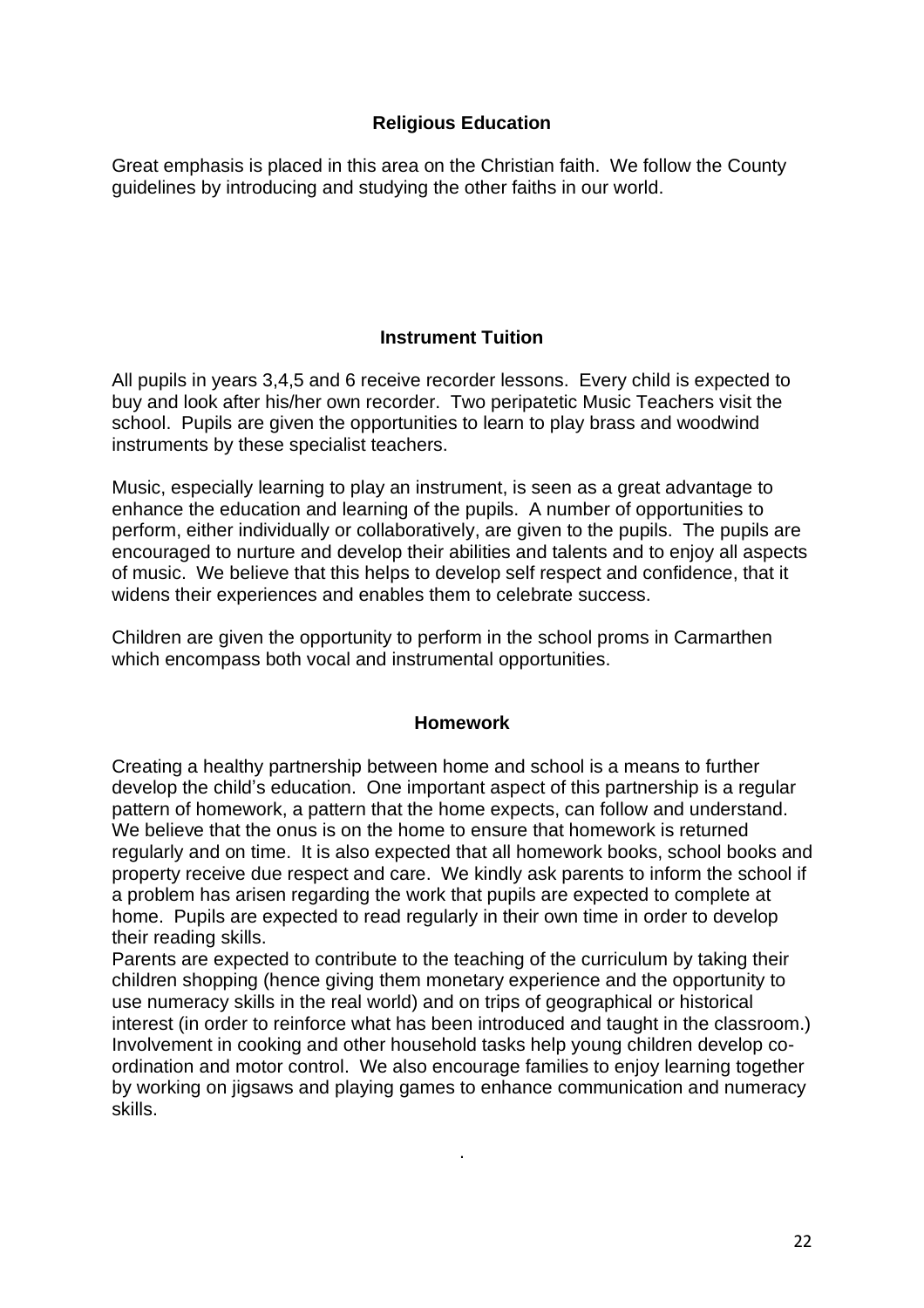## Religious Education

Great emphasis is placed in this area on the Christian faith. We follow the County guidelines by introducing and studying the other faiths in our world.

## Instrument Tuition

All pupils in years 3,4,5 and 6 receive recorder lessons. Every child is expected to buy and look after his/her own recorder. Two peripatetic Music Teachers visit the school. Pupils are given the opportunities to learn to play brass and woodwind instruments by these specialist teachers.

Music, especially learning to play an instrument, is seen as a great advantage to enhance the education and learning of the pupils. A number of opportunities to perform, either individually or collaboratively, are given to the pupils. The pupils are encouraged to nurture and develop their abilities and talents and to enjoy all aspects of music. We believe that this helps to develop self respect and confidence, that it widens their experiences and enables them to celebrate success.

Children are given the opportunity to perform in the school proms in Carmarthen which encompass both vocal and instrumental opportunities.

## Homework

Creating a healthy partnership between home and school is a means to further develop the child's education. One important aspect of this partnership is a regular pattern of homework, a pattern that the home expects, can follow and understand. We believe that the onus is on the home to ensure that homework is returned regularly and on time. It is also expected that all homework books, school books and property receive due respect and care. We kindly ask parents to inform the school if a problem has arisen regarding the work that pupils are expected to complete at home. Pupils are expected to read regularly in their own time in order to develop their reading skills.

Parents are expected to contribute to the teaching of the curriculum by taking their children shopping (hence giving them monetary experience and the opportunity to use numeracy skills in the real world) and on trips of geographical or historical interest (in order to reinforce what has been introduced and taught in the classroom.) Involvement in cooking and other household tasks help young children develop co-ordination and motor control. We also encourage families to enjoy learning together by working on jigsaws and playing games to enhance communication and numeracy skills.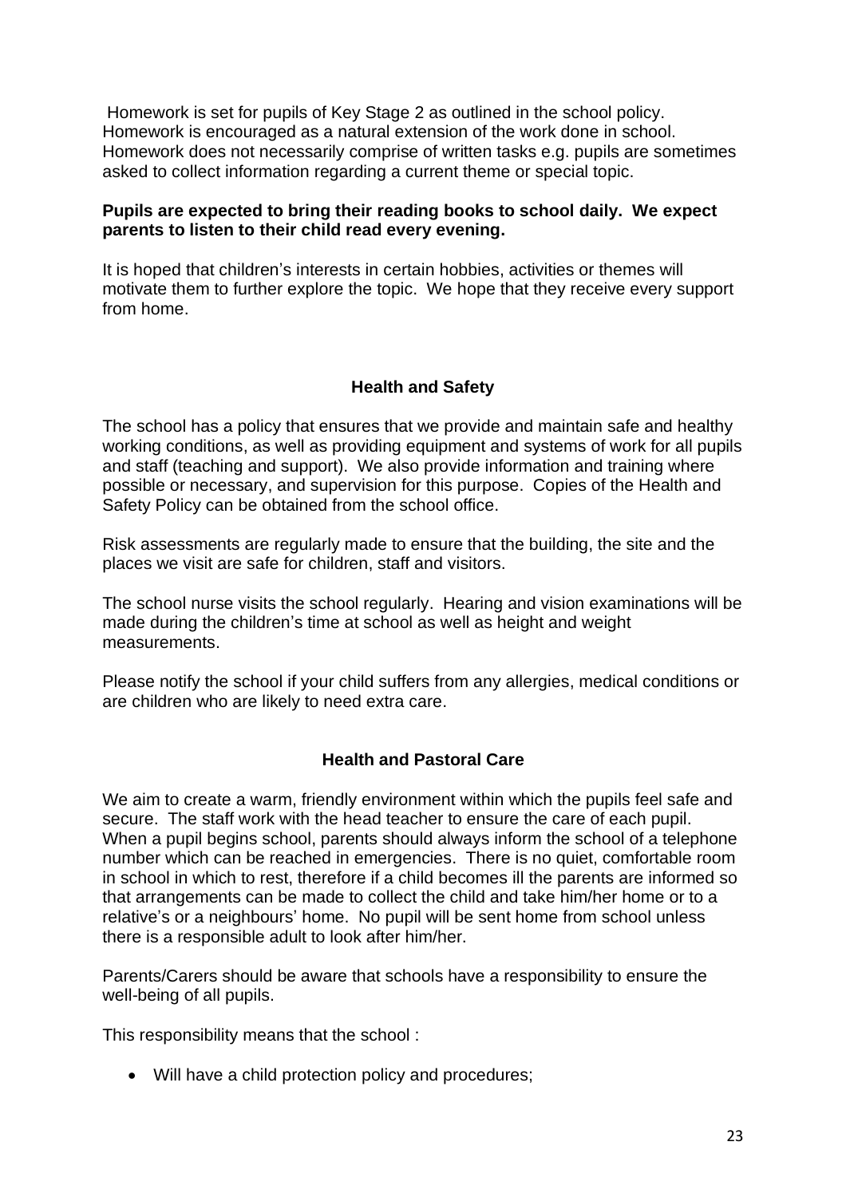Homework is set for pupils of Key Stage 2 as outlined in the school policy. Homework is encouraged as a natural extension of the work done in school. Homework does not necessarily comprise of written tasks e.g. pupils are sometimes asked to collect information regarding a current theme or special topic.

**Pupils are expected to bring their reading books to school daily. We expect parents to listen to their child read every evening.**

It is hoped that children's interests in certain hobbies, activities or themes will motivate them to further explore the topic. We hope that they receive every support from home.

## Health and Safety

The school has a policy that ensures that we provide and maintain safe and healthy working conditions, as well as providing equipment and systems of work for all pupils and staff (teaching and support). We also provide information and training where possible or necessary, and supervision for this purpose. Copies of the Health and Safety Policy can be obtained from the school office.

Risk assessments are regularly made to ensure that the building, the site and the places we visit are safe for children, staff and visitors.

The school nurse visits the school regularly. Hearing and vision examinations will be made during the children's time at school as well as height and weight measurements.

Please notify the school if your child suffers from any allergies, medical conditions or are children who are likely to need extra care.

## Health and Pastoral Care

We aim to create a warm, friendly environment within which the pupils feel safe and secure. The staff work with the head teacher to ensure the care of each pupil. When a pupil begins school, parents should always inform the school of a telephone number which can be reached in emergencies. There is no quiet, comfortable room in school in which to rest, therefore if a child becomes ill the parents are informed so that arrangements can be made to collect the child and take him/her home or to a relative's or a neighbours' home. No pupil will be sent home from school unless there is a responsible adult to look after him/her.

Parents/Carers should be aware that schools have a responsibility to ensure the well-being of all pupils.

This responsibility means that the school :

- Will have a child protection policy and procedures;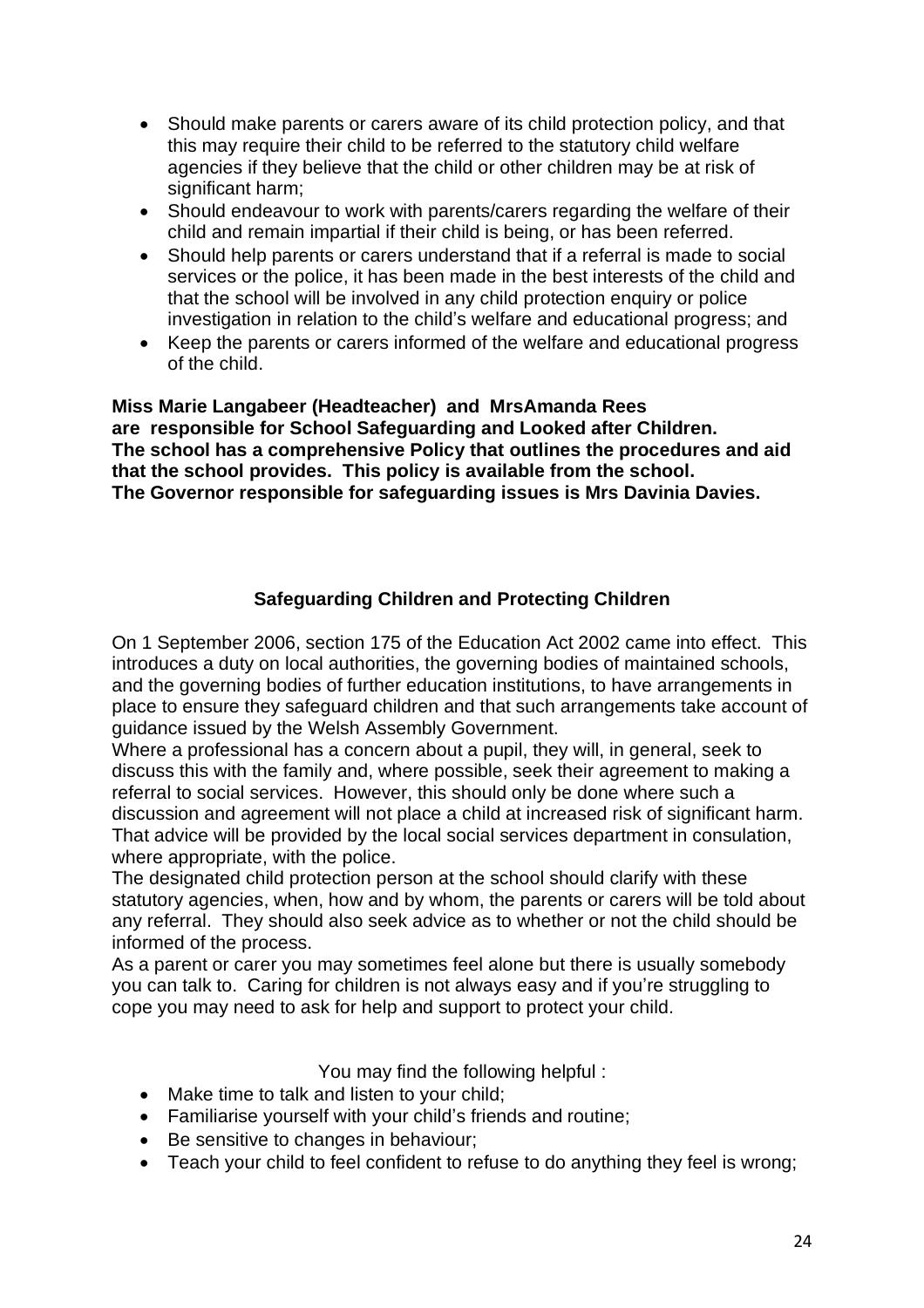- Should make parents or carers aware of its child protection policy, and that this may require their child to be referred to the statutory child welfare agencies if they believe that the child or other children may be at risk of significant harm;
- Should endeavour to work with parents/carers regarding the welfare of their child and remain impartial if their child is being, or has been referred.
- Should help parents or carers understand that if a referral is made to social services or the police, it has been made in the best interests of the child and that the school will be involved in any child protection enquiry or police investigation in relation to the child's welfare and educational progress; and
- Keep the parents or carers informed of the welfare and educational progress of the child.

**Miss Marie Langabeer (Headteacher) and MrsAmanda Rees are responsible for School Safeguarding and Looked after Children. The school has a comprehensive Policy that outlines the procedures and aid that the school provides. This policy is available from the school. The Governor responsible for safeguarding issues is Mrs Davinia Davies.**

## Safeguarding Children and Protecting Children

On 1 September 2006, section 175 of the Education Act 2002 came into effect. This introduces a duty on local authorities, the governing bodies of maintained schools, and the governing bodies of further education institutions, to have arrangements in place to ensure they safeguard children and that such arrangements take account of guidance issued by the Welsh Assembly Government.

Where a professional has a concern about a pupil, they will, in general, seek to discuss this with the family and, where possible, seek their agreement to making a referral to social services. However, this should only be done where such a discussion and agreement will not place a child at increased risk of significant harm. That advice will be provided by the local social services department in consulation, where appropriate, with the police.

The designated child protection person at the school should clarify with these statutory agencies, when, how and by whom, the parents or carers will be told about any referral. They should also seek advice as to whether or not the child should be informed of the process.

As a parent or carer you may sometimes feel alone but there is usually somebody you can talk to. Caring for children is not always easy and if you're struggling to cope you may need to ask for help and support to protect your child.

You may find the following helpful :

- Make time to talk and listen to your child;
- Familiarise yourself with your child's friends and routine;
- Be sensitive to changes in behaviour;
- Teach your child to feel confident to refuse to do anything they feel is wrong;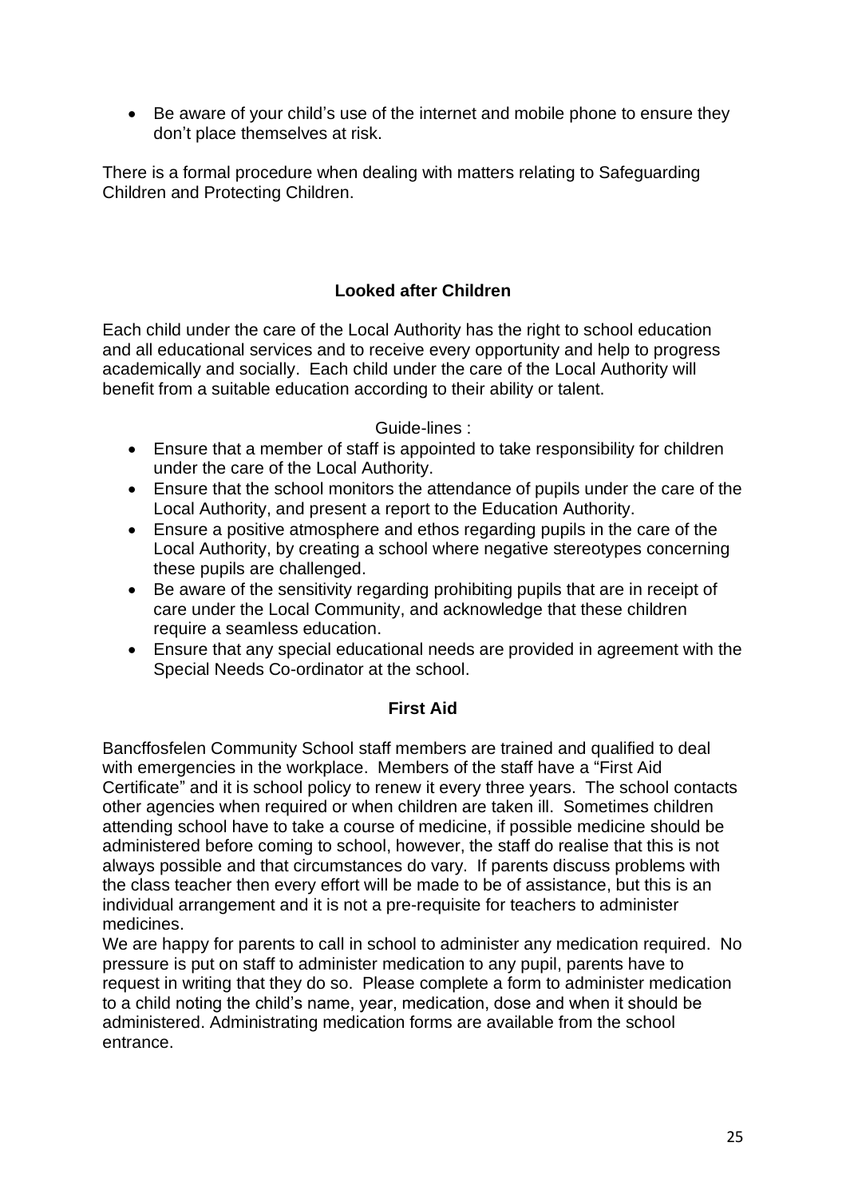- Be aware of your child's use of the internet and mobile phone to ensure they don't place themselves at risk.

There is a formal procedure when dealing with matters relating to Safeguarding Children and Protecting Children.

## Looked after Children

Each child under the care of the Local Authority has the right to school education and all educational services and to receive every opportunity and help to progress academically and socially. Each child under the care of the Local Authority will benefit from a suitable education according to their ability or talent.

Guide-lines :

- Ensure that a member of staff is appointed to take responsibility for children under the care of the Local Authority.
- Ensure that the school monitors the attendance of pupils under the care of the Local Authority, and present a report to the Education Authority.
- Ensure a positive atmosphere and ethos regarding pupils in the care of the Local Authority, by creating a school where negative stereotypes concerning these pupils are challenged.
- Be aware of the sensitivity regarding prohibiting pupils that are in receipt of care under the Local Community, and acknowledge that these children require a seamless education.
- Ensure that any special educational needs are provided in agreement with the Special Needs Co-ordinator at the school.

## First Aid

Bancffosfelen Community School staff members are trained and qualified to deal with emergencies in the workplace. Members of the staff have a "First Aid Certificate" and it is school policy to renew it every three years. The school contacts other agencies when required or when children are taken ill. Sometimes children attending school have to take a course of medicine, if possible medicine should be administered before coming to school, however, the staff do realise that this is not always possible and that circumstances do vary. If parents discuss problems with the class teacher then every effort will be made to be of assistance, but this is an individual arrangement and it is not a pre-requisite for teachers to administer medicines.

We are happy for parents to call in school to administer any medication required. No pressure is put on staff to administer medication to any pupil, parents have to request in writing that they do so. Please complete a form to administer medication to a child noting the child's name, year, medication, dose and when it should be administered. Administrating medication forms are available from the school entrance.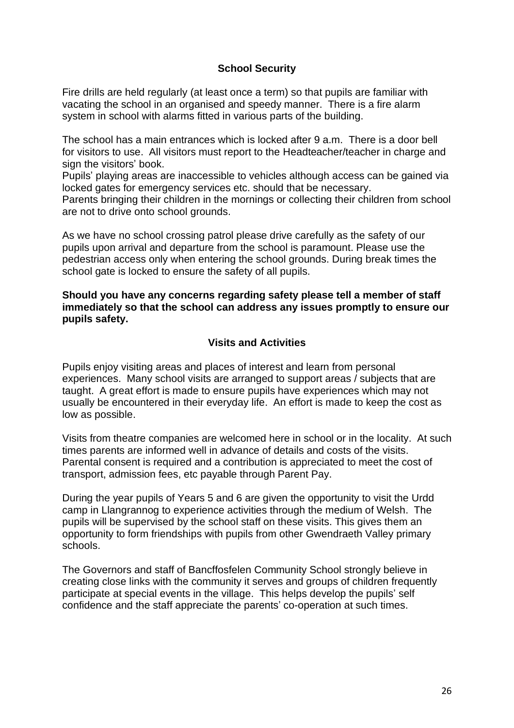## School Security

Fire drills are held regularly (at least once a term) so that pupils are familiar with vacating the school in an organised and speedy manner. There is a fire alarm system in school with alarms fitted in various parts of the building.

The school has a main entrances which is locked after 9 a.m. There is a door bell for visitors to use. All visitors must report to the Headteacher/teacher in charge and sign the visitors' book.
Pupils' playing areas are inaccessible to vehicles although access can be gained via locked gates for emergency services etc. should that be necessary.
Parents bringing their children in the mornings or collecting their children from school are not to drive onto school grounds.

As we have no school crossing patrol please drive carefully as the safety of our pupils upon arrival and departure from the school is paramount. Please use the pedestrian access only when entering the school grounds. During break times the school gate is locked to ensure the safety of all pupils.

**Should you have any concerns regarding safety please tell a member of staff immediately so that the school can address any issues promptly to ensure our pupils safety.**

## Visits and Activities

Pupils enjoy visiting areas and places of interest and learn from personal experiences. Many school visits are arranged to support areas / subjects that are taught. A great effort is made to ensure pupils have experiences which may not usually be encountered in their everyday life. An effort is made to keep the cost as low as possible.

Visits from theatre companies are welcomed here in school or in the locality. At such times parents are informed well in advance of details and costs of the visits. Parental consent is required and a contribution is appreciated to meet the cost of transport, admission fees, etc payable through Parent Pay.

During the year pupils of Years 5 and 6 are given the opportunity to visit the Urdd camp in Llangrannog to experience activities through the medium of Welsh. The pupils will be supervised by the school staff on these visits. This gives them an opportunity to form friendships with pupils from other Gwendraeth Valley primary schools.

The Governors and staff of Bancffosfelen Community School strongly believe in creating close links with the community it serves and groups of children frequently participate at special events in the village. This helps develop the pupils' self confidence and the staff appreciate the parents' co-operation at such times.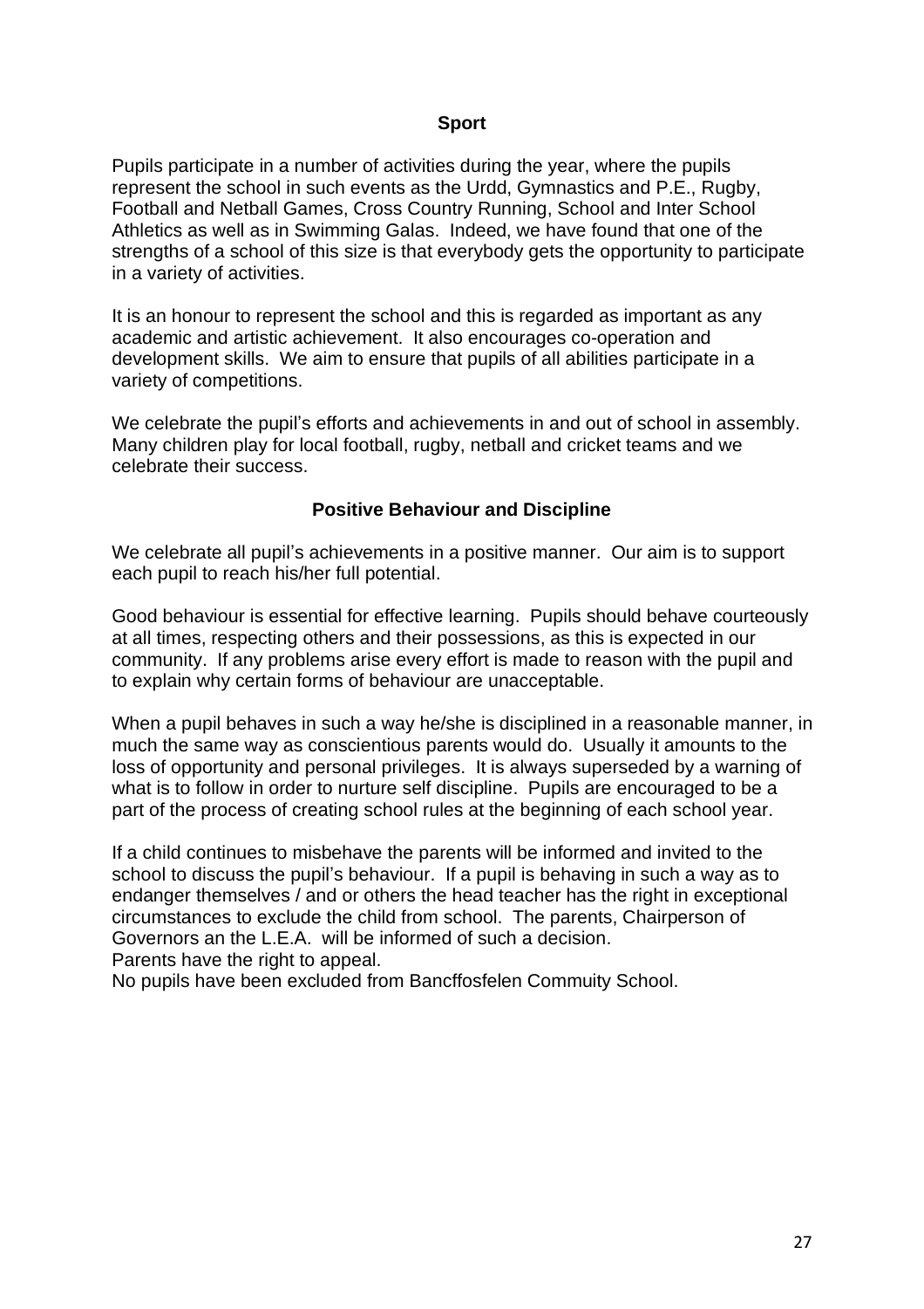## Sport

Pupils participate in a number of activities during the year, where the pupils represent the school in such events as the Urdd, Gymnastics and P.E., Rugby, Football and Netball Games, Cross Country Running, School and Inter School Athletics as well as in Swimming Galas. Indeed, we have found that one of the strengths of a school of this size is that everybody gets the opportunity to participate in a variety of activities.

It is an honour to represent the school and this is regarded as important as any academic and artistic achievement. It also encourages co-operation and development skills. We aim to ensure that pupils of all abilities participate in a variety of competitions.

We celebrate the pupil's efforts and achievements in and out of school in assembly. Many children play for local football, rugby, netball and cricket teams and we celebrate their success.

## Positive Behaviour and Discipline

We celebrate all pupil's achievements in a positive manner. Our aim is to support each pupil to reach his/her full potential.

Good behaviour is essential for effective learning. Pupils should behave courteously at all times, respecting others and their possessions, as this is expected in our community. If any problems arise every effort is made to reason with the pupil and to explain why certain forms of behaviour are unacceptable.

When a pupil behaves in such a way he/she is disciplined in a reasonable manner, in much the same way as conscientious parents would do. Usually it amounts to the loss of opportunity and personal privileges. It is always superseded by a warning of what is to follow in order to nurture self discipline. Pupils are encouraged to be a part of the process of creating school rules at the beginning of each school year.

If a child continues to misbehave the parents will be informed and invited to the school to discuss the pupil's behaviour. If a pupil is behaving in such a way as to endanger themselves / and or others the head teacher has the right in exceptional circumstances to exclude the child from school. The parents, Chairperson of Governors an the L.E.A. will be informed of such a decision.
Parents have the right to appeal.
No pupils have been excluded from Bancffosfelen Commuity School.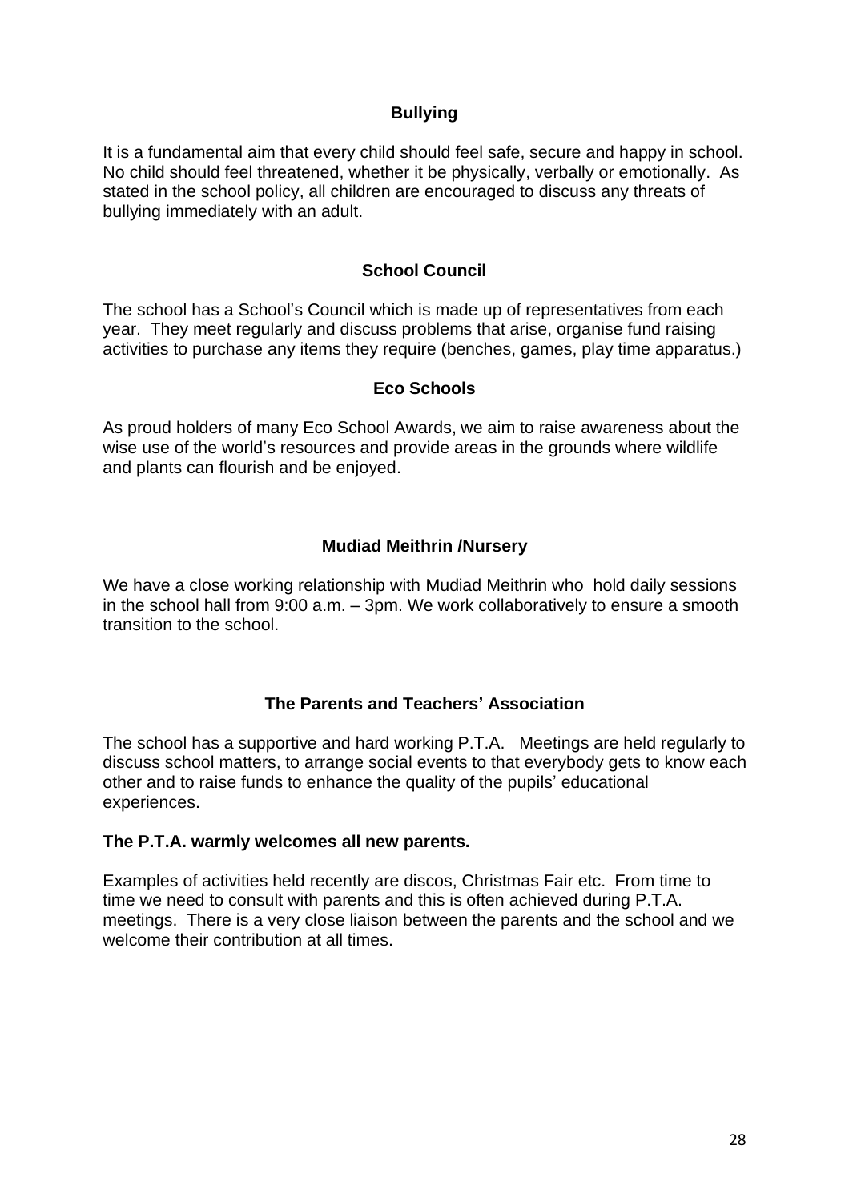## Bullying

It is a fundamental aim that every child should feel safe, secure and happy in school. No child should feel threatened, whether it be physically, verbally or emotionally. As stated in the school policy, all children are encouraged to discuss any threats of bullying immediately with an adult.

## School Council

The school has a School's Council which is made up of representatives from each year. They meet regularly and discuss problems that arise, organise fund raising activities to purchase any items they require (benches, games, play time apparatus.)

## Eco Schools

As proud holders of many Eco School Awards, we aim to raise awareness about the wise use of the world's resources and provide areas in the grounds where wildlife and plants can flourish and be enjoyed.

## Mudiad Meithrin /Nursery

We have a close working relationship with Mudiad Meithrin who hold daily sessions in the school hall from 9:00 a.m. – 3pm. We work collaboratively to ensure a smooth transition to the school.

## The Parents and Teachers' Association

The school has a supportive and hard working P.T.A. Meetings are held regularly to discuss school matters, to arrange social events to that everybody gets to know each other and to raise funds to enhance the quality of the pupils' educational experiences.

**The P.T.A. warmly welcomes all new parents.**

Examples of activities held recently are discos, Christmas Fair etc. From time to time we need to consult with parents and this is often achieved during P.T.A. meetings. There is a very close liaison between the parents and the school and we welcome their contribution at all times.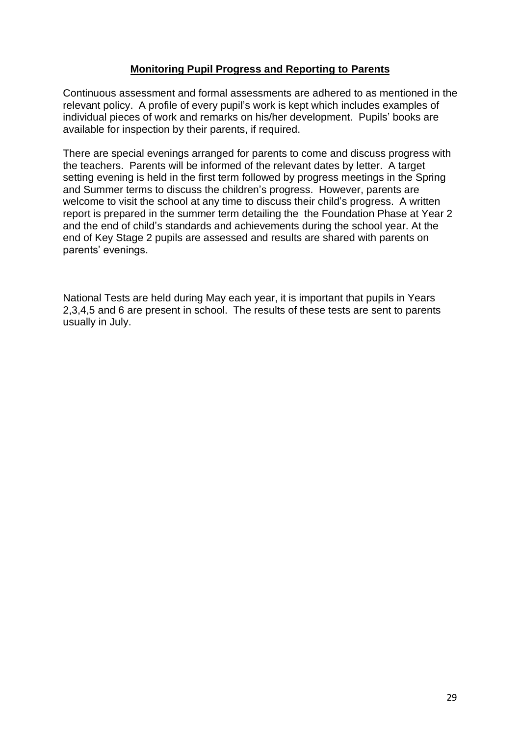## Monitoring Pupil Progress and Reporting to Parents

Continuous assessment and formal assessments are adhered to as mentioned in the relevant policy. A profile of every pupil's work is kept which includes examples of individual pieces of work and remarks on his/her development. Pupils' books are available for inspection by their parents, if required.

There are special evenings arranged for parents to come and discuss progress with the teachers. Parents will be informed of the relevant dates by letter. A target setting evening is held in the first term followed by progress meetings in the Spring and Summer terms to discuss the children's progress. However, parents are welcome to visit the school at any time to discuss their child's progress. A written report is prepared in the summer term detailing the the Foundation Phase at Year 2 and the end of child's standards and achievements during the school year. At the end of Key Stage 2 pupils are assessed and results are shared with parents on parents' evenings.

National Tests are held during May each year, it is important that pupils in Years 2,3,4,5 and 6 are present in school. The results of these tests are sent to parents usually in July.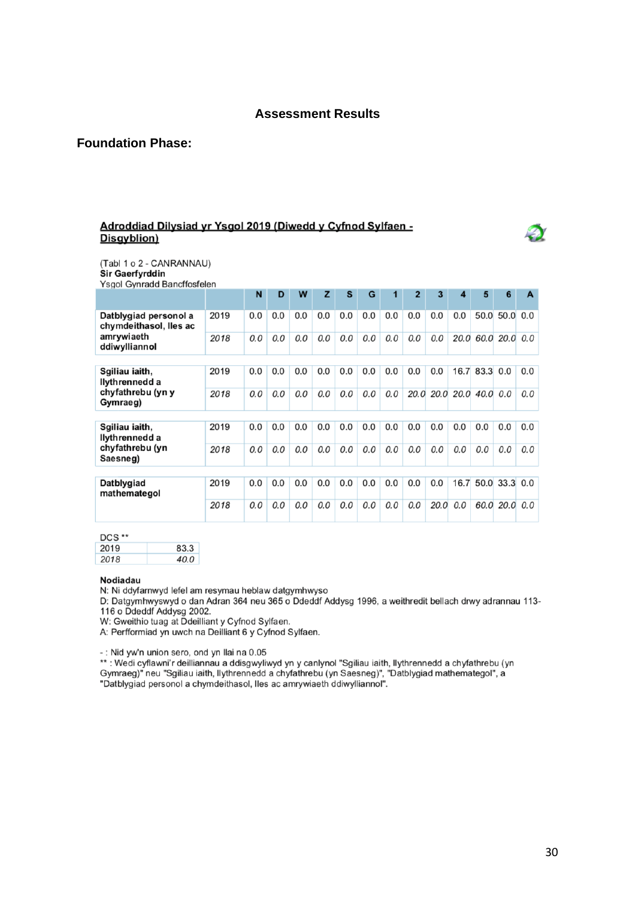## Assessment Results

### Foundation Phase:

**Adroddiad Dilysiad yr Ysgol 2019 (Diwedd y Cyfnod Sylfaen - Disgyblion)**

(Tabl 1 o 2 - CANRANNAU)
**Sir Gaerfyrddin**
Ysgol Gynradd Bancffosfelen

| | | N | D | W | Z | S | G | 1 | 2 | 3 | 4 | 5 | 6 | A |
|---|---|---|---|---|---|---|---|---|---|---|---|---|---|---|
| **Datblygiad personol a chymdeithasol, lles ac amrywiaeth ddiwylliannol** | 2019 | 0.0 | 0.0 | 0.0 | 0.0 | 0.0 | 0.0 | 0.0 | 0.0 | 0.0 | 0.0 | 50.0 | 50.0 | 0.0 |
| | *2018* | *0.0* | *0.0* | *0.0* | *0.0* | *0.0* | *0.0* | *0.0* | *0.0* | *0.0* | *20.0* | *60.0* | *20.0* | *0.0* |
| **Sgiliau iaith, llythrennedd a chyfathrebu (yn y Gymraeg)** | 2019 | 0.0 | 0.0 | 0.0 | 0.0 | 0.0 | 0.0 | 0.0 | 0.0 | 0.0 | 16.7 | 83.3 | 0.0 | 0.0 |
| | *2018* | *0.0* | *0.0* | *0.0* | *0.0* | *0.0* | *0.0* | *0.0* | *20.0* | *20.0* | *20.0* | *40.0* | *0.0* | *0.0* |
| **Sgiliau iaith, llythrennedd a chyfathrebu (yn Saesneg)** | 2019 | 0.0 | 0.0 | 0.0 | 0.0 | 0.0 | 0.0 | 0.0 | 0.0 | 0.0 | 0.0 | 0.0 | 0.0 | 0.0 |
| | *2018* | *0.0* | *0.0* | *0.0* | *0.0* | *0.0* | *0.0* | *0.0* | *0.0* | *0.0* | *0.0* | *0.0* | *0.0* | *0.0* |
| **Datblygiad mathemategol** | 2019 | 0.0 | 0.0 | 0.0 | 0.0 | 0.0 | 0.0 | 0.0 | 0.0 | 0.0 | 16.7 | 50.0 | 33.3 | 0.0 |
| | *2018* | *0.0* | *0.0* | *0.0* | *0.0* | *0.0* | *0.0* | *0.0* | *0.0* | *20.0* | *0.0* | *60.0* | *20.0* | *0.0* |

| DCS ** | |
|---|---|
| 2019 | 83.3 |
| *2018* | *40.0* |

**Nodiadau**

N: Ni ddyfarnwyd lefel am resymau heblaw datgymhwyso
D: Datgymhwyswyd o dan Adran 364 neu 365 o Ddeddf Addysg 1996, a weithredit bellach drwy adrannau 113-116 o Ddeddf Addysg 2002.
W: Gweithio tuag at Ddeilliant y Cyfnod Sylfaen.
A: Perfformiad yn uwch na Deilliant 6 y Cyfnod Sylfaen.

- : Nid yw'n union sero, ond yn llai na 0.05
** : Wedi cyflawni'r deilliannau a ddisgwyliwyd yn y canlynol "Sgiliau iaith, llythrennedd a chyfathrebu (yn Gymraeg)" neu "Sgiliau iaith, llythrennedd a chyfathrebu (yn Saesneg)", "Datblygiad mathemategol", a "Datblygiad personol a chymdeithasol, lles ac amrywiaeth ddiwylliannol".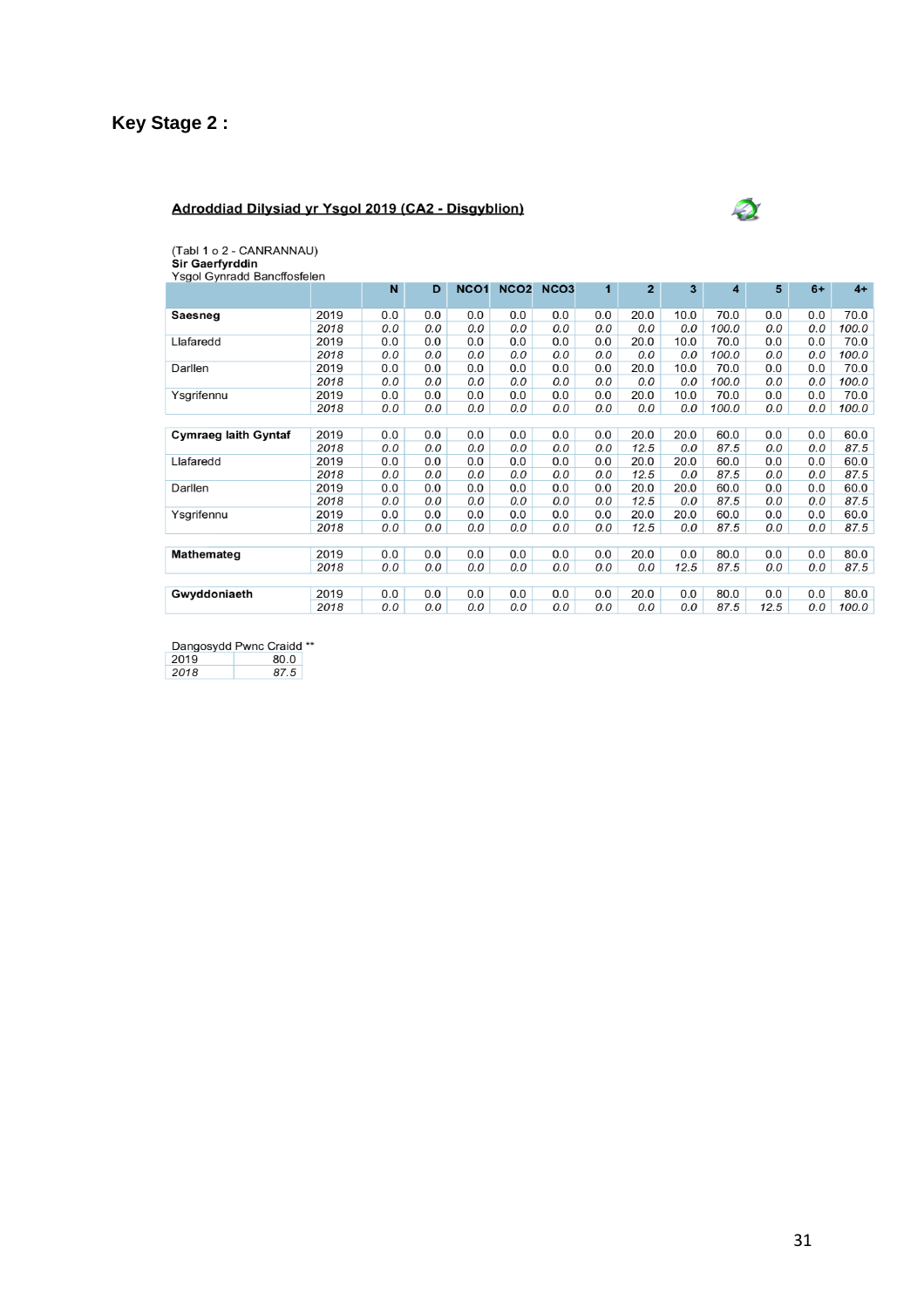**Key Stage 2 :**

**Adroddiad Dilysiad yr Ysgol 2019 (CA2 - Disgyblion)**

(Tabl 1 o 2 - CANRANNAU)
**Sir Gaerfyrddin**
Ysgol Gynradd Bancffosfelen

| | | N | D | NCO1 | NCO2 | NCO3 | 1 | 2 | 3 | 4 | 5 | 6+ | 4+ |
|---|---|---|---|---|---|---|---|---|---|---|---|---|---|
| **Saesneg** | 2019 | 0.0 | 0.0 | 0.0 | 0.0 | 0.0 | 0.0 | 20.0 | 10.0 | 70.0 | 0.0 | 0.0 | 70.0 |
| | *2018* | *0.0* | *0.0* | *0.0* | *0.0* | *0.0* | *0.0* | *0.0* | *0.0* | *100.0* | *0.0* | *0.0* | *100.0* |
| Llafaredd | 2019 | 0.0 | 0.0 | 0.0 | 0.0 | 0.0 | 0.0 | 20.0 | 10.0 | 70.0 | 0.0 | 0.0 | 70.0 |
| | *2018* | *0.0* | *0.0* | *0.0* | *0.0* | *0.0* | *0.0* | *0.0* | *0.0* | *100.0* | *0.0* | *0.0* | *100.0* |
| Darllen | 2019 | 0.0 | 0.0 | 0.0 | 0.0 | 0.0 | 0.0 | 20.0 | 10.0 | 70.0 | 0.0 | 0.0 | 70.0 |
| | *2018* | *0.0* | *0.0* | *0.0* | *0.0* | *0.0* | *0.0* | *0.0* | *0.0* | *100.0* | *0.0* | *0.0* | *100.0* |
| Ysgrifennu | 2019 | 0.0 | 0.0 | 0.0 | 0.0 | 0.0 | 0.0 | 20.0 | 10.0 | 70.0 | 0.0 | 0.0 | 70.0 |
| | *2018* | *0.0* | *0.0* | *0.0* | *0.0* | *0.0* | *0.0* | *0.0* | *0.0* | *100.0* | *0.0* | *0.0* | *100.0* |
| **Cymraeg Iaith Gyntaf** | 2019 | 0.0 | 0.0 | 0.0 | 0.0 | 0.0 | 0.0 | 20.0 | 20.0 | 60.0 | 0.0 | 0.0 | 60.0 |
| | *2018* | *0.0* | *0.0* | *0.0* | *0.0* | *0.0* | *0.0* | *12.5* | *0.0* | *87.5* | *0.0* | *0.0* | *87.5* |
| Llafaredd | 2019 | 0.0 | 0.0 | 0.0 | 0.0 | 0.0 | 0.0 | 20.0 | 20.0 | 60.0 | 0.0 | 0.0 | 60.0 |
| | *2018* | *0.0* | *0.0* | *0.0* | *0.0* | *0.0* | *0.0* | *12.5* | *0.0* | *87.5* | *0.0* | *0.0* | *87.5* |
| Darllen | 2019 | 0.0 | 0.0 | 0.0 | 0.0 | 0.0 | 0.0 | 20.0 | 20.0 | 60.0 | 0.0 | 0.0 | 60.0 |
| | *2018* | *0.0* | *0.0* | *0.0* | *0.0* | *0.0* | *0.0* | *12.5* | *0.0* | *87.5* | *0.0* | *0.0* | *87.5* |
| Ysgrifennu | 2019 | 0.0 | 0.0 | 0.0 | 0.0 | 0.0 | 0.0 | 20.0 | 20.0 | 60.0 | 0.0 | 0.0 | 60.0 |
| | *2018* | *0.0* | *0.0* | *0.0* | *0.0* | *0.0* | *0.0* | *12.5* | *0.0* | *87.5* | *0.0* | *0.0* | *87.5* |
| **Mathemateg** | 2019 | 0.0 | 0.0 | 0.0 | 0.0 | 0.0 | 0.0 | 20.0 | 0.0 | 80.0 | 0.0 | 0.0 | 80.0 |
| | *2018* | *0.0* | *0.0* | *0.0* | *0.0* | *0.0* | *0.0* | *0.0* | *12.5* | *87.5* | *0.0* | *0.0* | *87.5* |
| **Gwyddoniaeth** | 2019 | 0.0 | 0.0 | 0.0 | 0.0 | 0.0 | 0.0 | 20.0 | 0.0 | 80.0 | 0.0 | 0.0 | 80.0 |
| | *2018* | *0.0* | *0.0* | *0.0* | *0.0* | *0.0* | *0.0* | *0.0* | *0.0* | *87.5* | *12.5* | *0.0* | *100.0* |

| Dangosydd Pwnc Craidd ** | |
|---|---|
| 2019 | 80.0 |
| *2018* | *87.5* |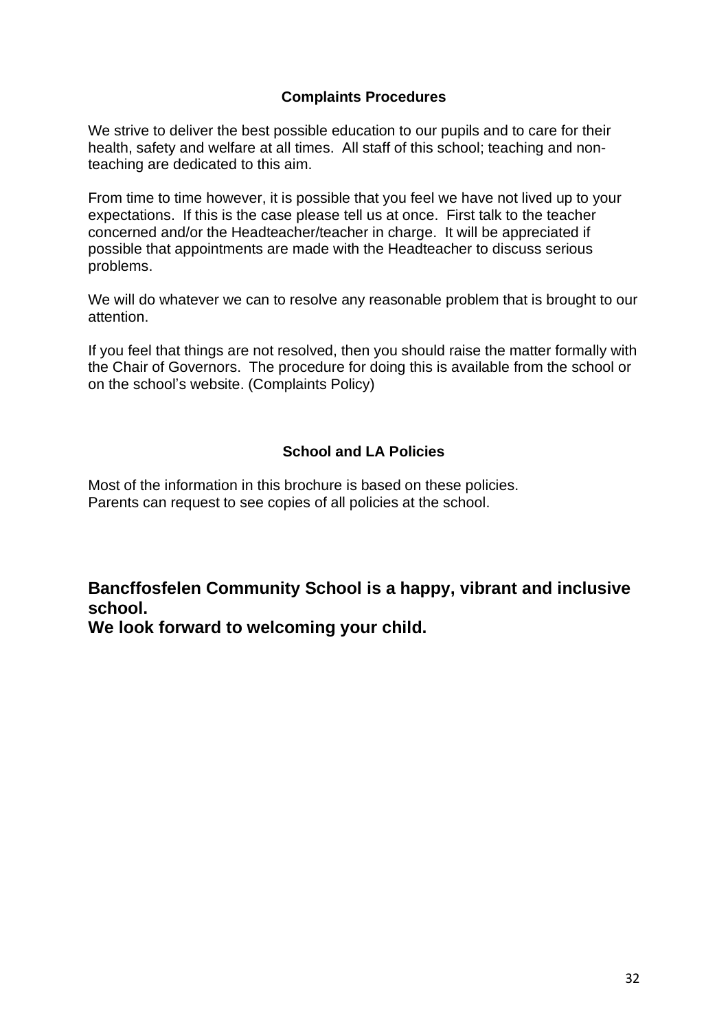## Complaints Procedures

We strive to deliver the best possible education to our pupils and to care for their health, safety and welfare at all times. All staff of this school; teaching and non-teaching are dedicated to this aim.

From time to time however, it is possible that you feel we have not lived up to your expectations. If this is the case please tell us at once. First talk to the teacher concerned and/or the Headteacher/teacher in charge. It will be appreciated if possible that appointments are made with the Headteacher to discuss serious problems.

We will do whatever we can to resolve any reasonable problem that is brought to our attention.

If you feel that things are not resolved, then you should raise the matter formally with the Chair of Governors. The procedure for doing this is available from the school or on the school's website. (Complaints Policy)

## School and LA Policies

Most of the information in this brochure is based on these policies.
Parents can request to see copies of all policies at the school.

**Bancffosfelen Community School is a happy, vibrant and inclusive school.**
**We look forward to welcoming your child.**